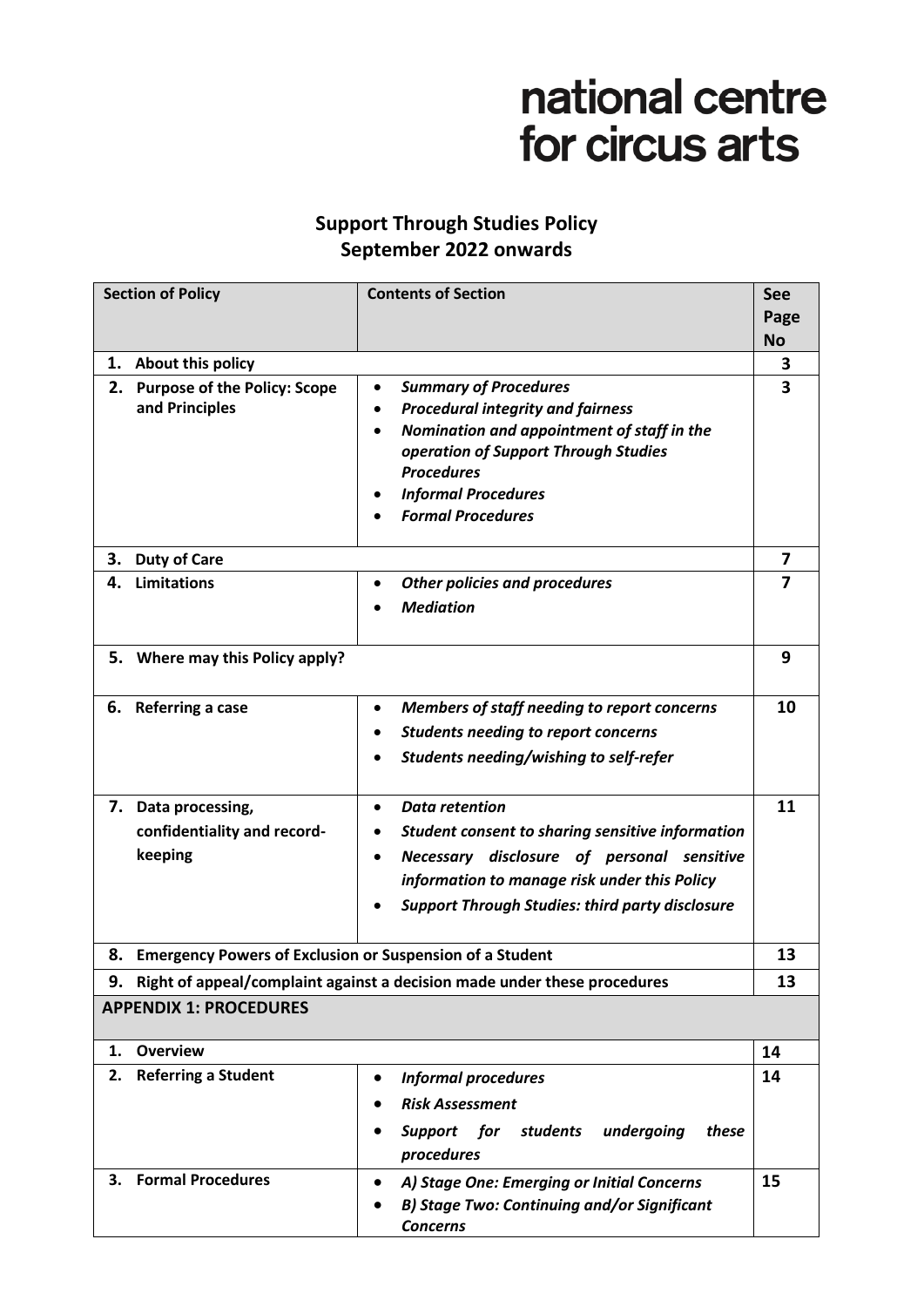national centre for circus arts

# Support Through Studies Policy
## September 2022 onwards

| Section of Policy | Contents of Section | See Page No |
|---|---|---|
| **1. About this policy** | | **3** |
| **2. Purpose of the Policy: Scope and Principles** | • ***Summary of Procedures***<br>• ***Procedural integrity and fairness***<br>• ***Nomination and appointment of staff in the operation of Support Through Studies Procedures***<br>• ***Informal Procedures***<br>• ***Formal Procedures*** | **3** |
| **3. Duty of Care** | | **7** |
| **4. Limitations** | • ***Other policies and procedures***<br>• ***Mediation*** | **7** |
| **5. Where may this Policy apply?** | | **9** |
| **6. Referring a case** | • ***Members of staff needing to report concerns***<br>• ***Students needing to report concerns***<br>• ***Students needing/wishing to self-refer*** | **10** |
| **7. Data processing, confidentiality and record-keeping** | • ***Data retention***<br>• ***Student consent to sharing sensitive information***<br>• ***Necessary disclosure of personal sensitive information to manage risk under this Policy***<br>• ***Support Through Studies: third party disclosure*** | **11** |
| **8. Emergency Powers of Exclusion or Suspension of a Student** | | **13** |
| **9. Right of appeal/complaint against a decision made under these procedures** | | **13** |
| **APPENDIX 1: PROCEDURES** | | |
| **1. Overview** | | **14** |
| **2. Referring a Student** | • ***Informal procedures***<br>• ***Risk Assessment***<br>• ***Support for students undergoing these procedures*** | **14** |
| **3. Formal Procedures** | • ***A) Stage One: Emerging or Initial Concerns***<br>• ***B) Stage Two: Continuing and/or Significant Concerns*** | **15** |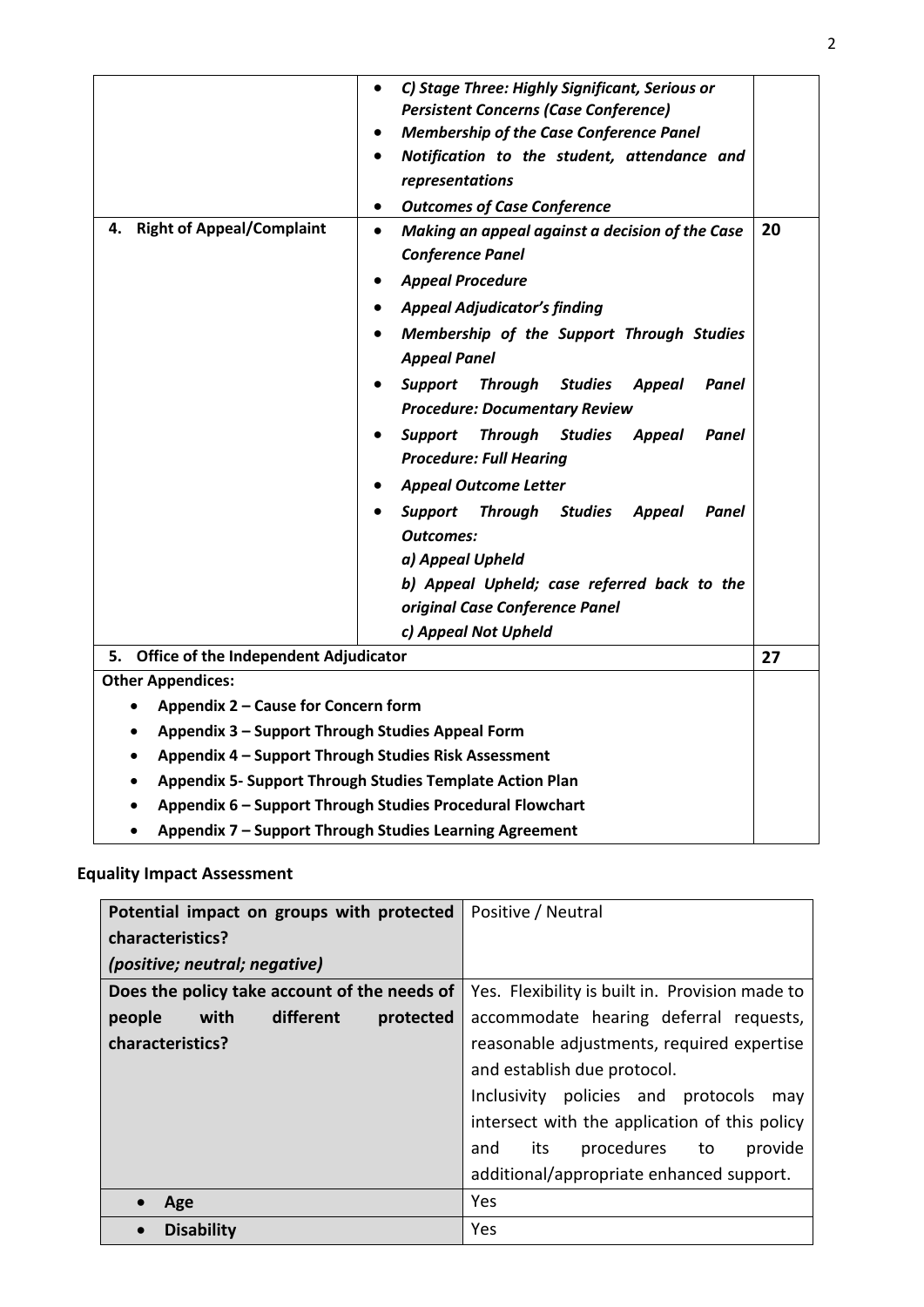| | | |
|---|---|---|
| | • ***C) Stage Three: Highly Significant, Serious or Persistent Concerns (Case Conference)***<br>• ***Membership of the Case Conference Panel***<br>• ***Notification to the student, attendance and representations***<br>• ***Outcomes of Case Conference*** | |
| **4. Right of Appeal/Complaint** | • ***Making an appeal against a decision of the Case Conference Panel***<br>• ***Appeal Procedure***<br>• ***Appeal Adjudicator's finding***<br>• ***Membership of the Support Through Studies Appeal Panel***<br>• ***Support Through Studies Appeal Panel Procedure: Documentary Review***<br>• ***Support Through Studies Appeal Panel Procedure: Full Hearing***<br>• ***Appeal Outcome Letter***<br>• ***Support Through Studies Appeal Panel Outcomes:***<br>***a) Appeal Upheld***<br>***b) Appeal Upheld; case referred back to the original Case Conference Panel***<br>***c) Appeal Not Upheld*** | **20** |
| **5. Office of the Independent Adjudicator** | | **27** |
| **Other Appendices:**<br>• **Appendix 2 – Cause for Concern form**<br>• **Appendix 3 – Support Through Studies Appeal Form**<br>• **Appendix 4 – Support Through Studies Risk Assessment**<br>• **Appendix 5- Support Through Studies Template Action Plan**<br>• **Appendix 6 – Support Through Studies Procedural Flowchart**<br>• **Appendix 7 – Support Through Studies Learning Agreement** | | |

## Equality Impact Assessment

| | |
|---|---|
| **Potential impact on groups with protected characteristics?**<br>***(positive; neutral; negative)*** | Positive / Neutral |
| **Does the policy take account of the needs of people with different protected characteristics?** | Yes. Flexibility is built in. Provision made to accommodate hearing deferral requests, reasonable adjustments, required expertise and establish due protocol.<br>Inclusivity policies and protocols may intersect with the application of this policy and its procedures to provide additional/appropriate enhanced support. |
| • **Age** | Yes |
| • **Disability** | Yes |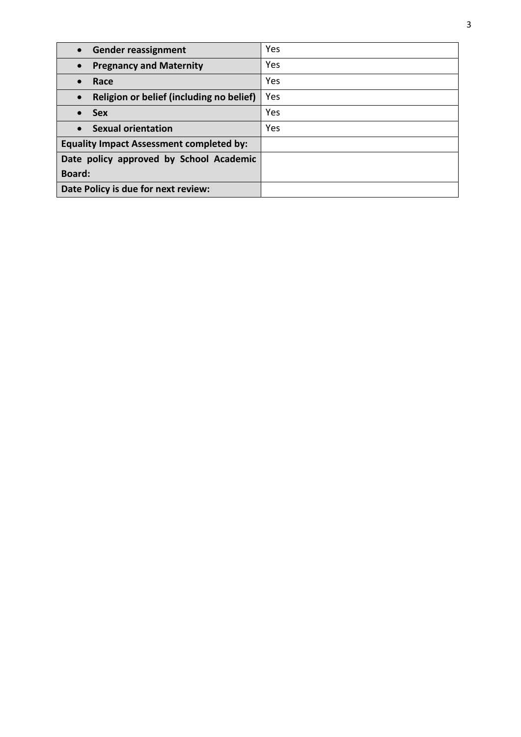| | |
|---|---|
| • **Gender reassignment** | Yes |
| • **Pregnancy and Maternity** | Yes |
| • **Race** | Yes |
| • **Religion or belief (including no belief)** | Yes |
| • **Sex** | Yes |
| • **Sexual orientation** | Yes |
| **Equality Impact Assessment completed by:** | |
| **Date policy approved by School Academic Board:** | |
| **Date Policy is due for next review:** | |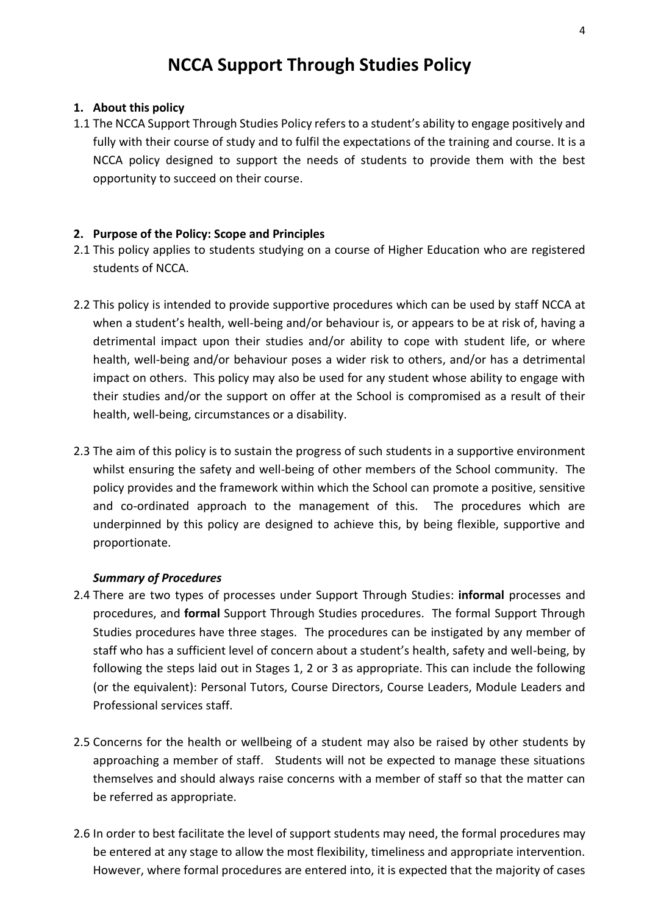# NCCA Support Through Studies Policy

## 1. About this policy

1.1 The NCCA Support Through Studies Policy refers to a student's ability to engage positively and fully with their course of study and to fulfil the expectations of the training and course. It is a NCCA policy designed to support the needs of students to provide them with the best opportunity to succeed on their course.

## 2. Purpose of the Policy: Scope and Principles

2.1 This policy applies to students studying on a course of Higher Education who are registered students of NCCA.

2.2 This policy is intended to provide supportive procedures which can be used by staff NCCA at when a student's health, well-being and/or behaviour is, or appears to be at risk of, having a detrimental impact upon their studies and/or ability to cope with student life, or where health, well-being and/or behaviour poses a wider risk to others, and/or has a detrimental impact on others. This policy may also be used for any student whose ability to engage with their studies and/or the support on offer at the School is compromised as a result of their health, well-being, circumstances or a disability.

2.3 The aim of this policy is to sustain the progress of such students in a supportive environment whilst ensuring the safety and well-being of other members of the School community. The policy provides and the framework within which the School can promote a positive, sensitive and co-ordinated approach to the management of this. The procedures which are underpinned by this policy are designed to achieve this, by being flexible, supportive and proportionate.

### *Summary of Procedures*

2.4 There are two types of processes under Support Through Studies: **informal** processes and procedures, and **formal** Support Through Studies procedures. The formal Support Through Studies procedures have three stages. The procedures can be instigated by any member of staff who has a sufficient level of concern about a student's health, safety and well-being, by following the steps laid out in Stages 1, 2 or 3 as appropriate. This can include the following (or the equivalent): Personal Tutors, Course Directors, Course Leaders, Module Leaders and Professional services staff.

2.5 Concerns for the health or wellbeing of a student may also be raised by other students by approaching a member of staff. Students will not be expected to manage these situations themselves and should always raise concerns with a member of staff so that the matter can be referred as appropriate.

2.6 In order to best facilitate the level of support students may need, the formal procedures may be entered at any stage to allow the most flexibility, timeliness and appropriate intervention. However, where formal procedures are entered into, it is expected that the majority of cases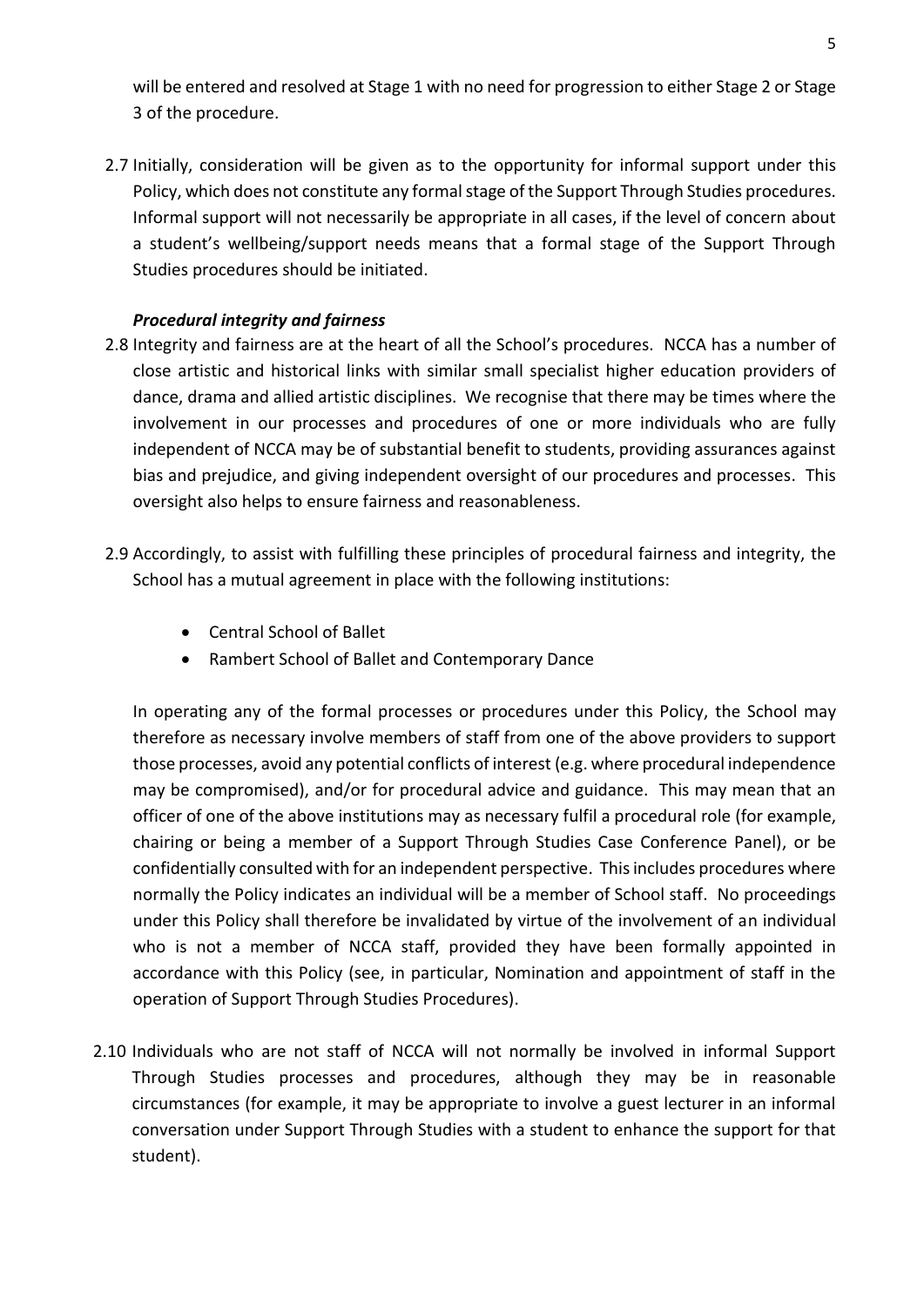will be entered and resolved at Stage 1 with no need for progression to either Stage 2 or Stage 3 of the procedure.

2.7 Initially, consideration will be given as to the opportunity for informal support under this Policy, which does not constitute any formal stage of the Support Through Studies procedures. Informal support will not necessarily be appropriate in all cases, if the level of concern about a student's wellbeing/support needs means that a formal stage of the Support Through Studies procedures should be initiated.

***Procedural integrity and fairness***

2.8 Integrity and fairness are at the heart of all the School's procedures. NCCA has a number of close artistic and historical links with similar small specialist higher education providers of dance, drama and allied artistic disciplines. We recognise that there may be times where the involvement in our processes and procedures of one or more individuals who are fully independent of NCCA may be of substantial benefit to students, providing assurances against bias and prejudice, and giving independent oversight of our procedures and processes. This oversight also helps to ensure fairness and reasonableness.

2.9 Accordingly, to assist with fulfilling these principles of procedural fairness and integrity, the School has a mutual agreement in place with the following institutions:

- Central School of Ballet
- Rambert School of Ballet and Contemporary Dance

In operating any of the formal processes or procedures under this Policy, the School may therefore as necessary involve members of staff from one of the above providers to support those processes, avoid any potential conflicts of interest (e.g. where procedural independence may be compromised), and/or for procedural advice and guidance. This may mean that an officer of one of the above institutions may as necessary fulfil a procedural role (for example, chairing or being a member of a Support Through Studies Case Conference Panel), or be confidentially consulted with for an independent perspective. This includes procedures where normally the Policy indicates an individual will be a member of School staff. No proceedings under this Policy shall therefore be invalidated by virtue of the involvement of an individual who is not a member of NCCA staff, provided they have been formally appointed in accordance with this Policy (see, in particular, Nomination and appointment of staff in the operation of Support Through Studies Procedures).

2.10 Individuals who are not staff of NCCA will not normally be involved in informal Support Through Studies processes and procedures, although they may be in reasonable circumstances (for example, it may be appropriate to involve a guest lecturer in an informal conversation under Support Through Studies with a student to enhance the support for that student).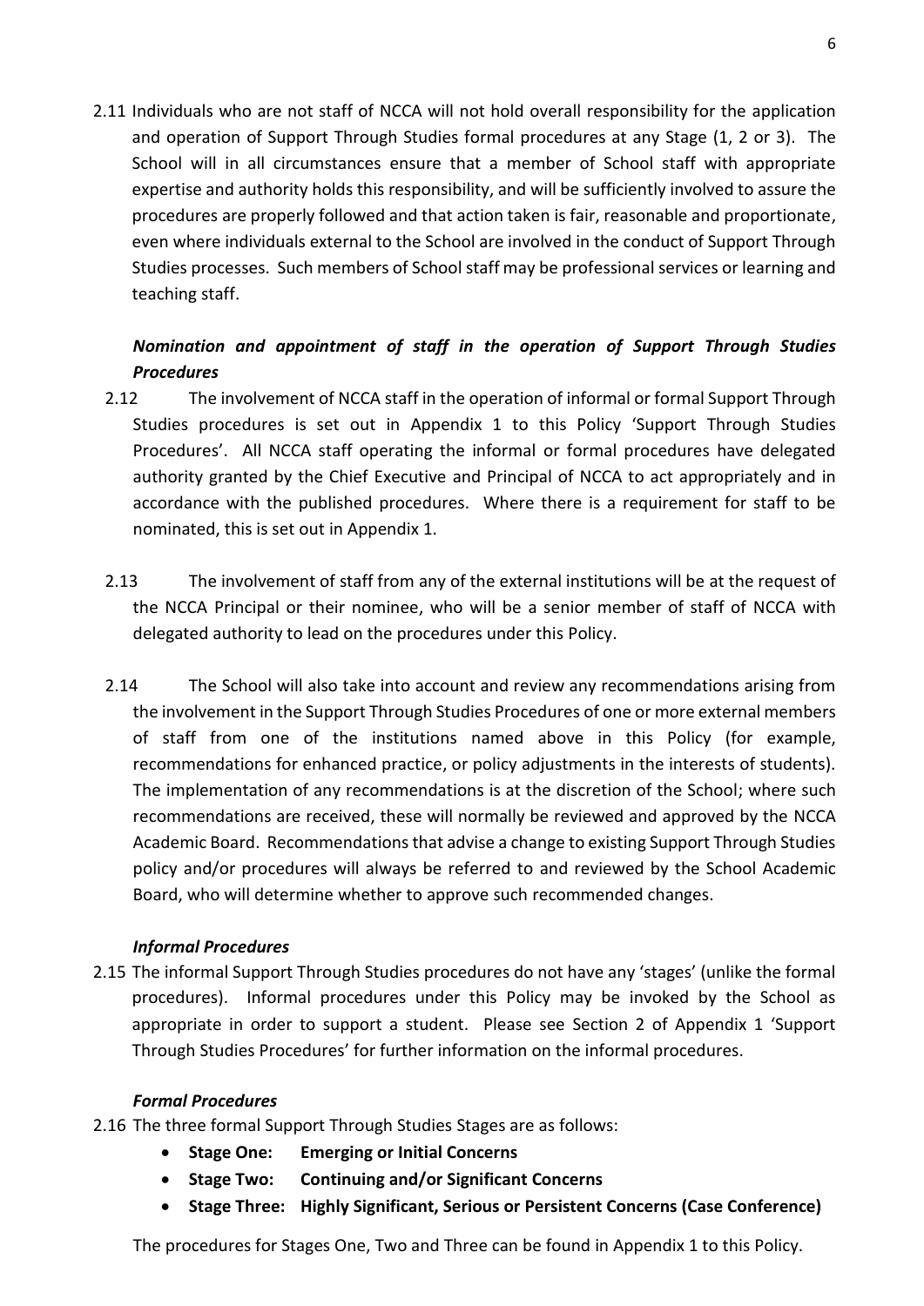2.11 Individuals who are not staff of NCCA will not hold overall responsibility for the application and operation of Support Through Studies formal procedures at any Stage (1, 2 or 3). The School will in all circumstances ensure that a member of School staff with appropriate expertise and authority holds this responsibility, and will be sufficiently involved to assure the procedures are properly followed and that action taken is fair, reasonable and proportionate, even where individuals external to the School are involved in the conduct of Support Through Studies processes. Such members of School staff may be professional services or learning and teaching staff.

### *Nomination and appointment of staff in the operation of Support Through Studies Procedures*

2.12 The involvement of NCCA staff in the operation of informal or formal Support Through Studies procedures is set out in Appendix 1 to this Policy 'Support Through Studies Procedures'. All NCCA staff operating the informal or formal procedures have delegated authority granted by the Chief Executive and Principal of NCCA to act appropriately and in accordance with the published procedures. Where there is a requirement for staff to be nominated, this is set out in Appendix 1.

2.13 The involvement of staff from any of the external institutions will be at the request of the NCCA Principal or their nominee, who will be a senior member of staff of NCCA with delegated authority to lead on the procedures under this Policy.

2.14 The School will also take into account and review any recommendations arising from the involvement in the Support Through Studies Procedures of one or more external members of staff from one of the institutions named above in this Policy (for example, recommendations for enhanced practice, or policy adjustments in the interests of students). The implementation of any recommendations is at the discretion of the School; where such recommendations are received, these will normally be reviewed and approved by the NCCA Academic Board. Recommendations that advise a change to existing Support Through Studies policy and/or procedures will always be referred to and reviewed by the School Academic Board, who will determine whether to approve such recommended changes.

### *Informal Procedures*

2.15 The informal Support Through Studies procedures do not have any 'stages' (unlike the formal procedures). Informal procedures under this Policy may be invoked by the School as appropriate in order to support a student. Please see Section 2 of Appendix 1 'Support Through Studies Procedures' for further information on the informal procedures.

### *Formal Procedures*

2.16 The three formal Support Through Studies Stages are as follows:

- **Stage One: Emerging or Initial Concerns**
- **Stage Two: Continuing and/or Significant Concerns**
- **Stage Three: Highly Significant, Serious or Persistent Concerns (Case Conference)**

The procedures for Stages One, Two and Three can be found in Appendix 1 to this Policy.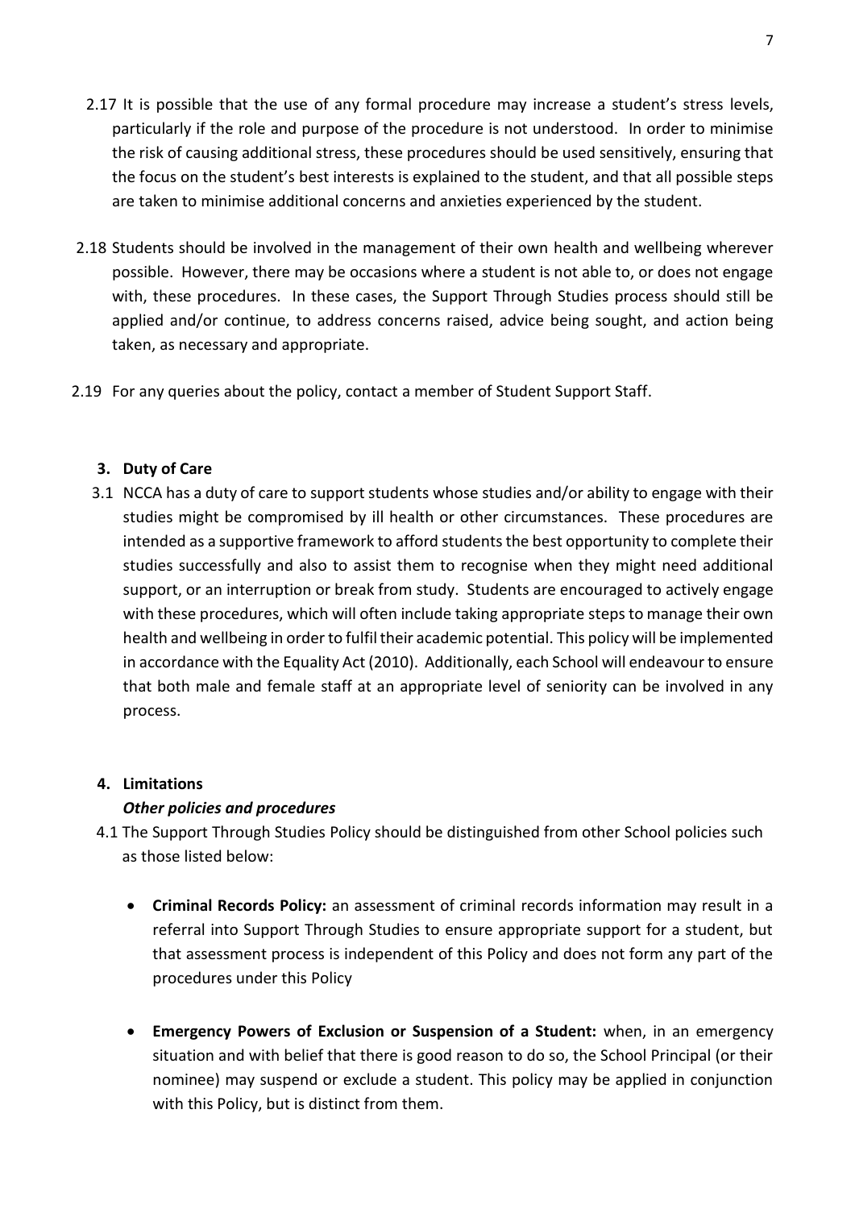2.17 It is possible that the use of any formal procedure may increase a student's stress levels, particularly if the role and purpose of the procedure is not understood. In order to minimise the risk of causing additional stress, these procedures should be used sensitively, ensuring that the focus on the student's best interests is explained to the student, and that all possible steps are taken to minimise additional concerns and anxieties experienced by the student.

2.18 Students should be involved in the management of their own health and wellbeing wherever possible. However, there may be occasions where a student is not able to, or does not engage with, these procedures. In these cases, the Support Through Studies process should still be applied and/or continue, to address concerns raised, advice being sought, and action being taken, as necessary and appropriate.

2.19 For any queries about the policy, contact a member of Student Support Staff.

## 3. Duty of Care

3.1 NCCA has a duty of care to support students whose studies and/or ability to engage with their studies might be compromised by ill health or other circumstances. These procedures are intended as a supportive framework to afford students the best opportunity to complete their studies successfully and also to assist them to recognise when they might need additional support, or an interruption or break from study. Students are encouraged to actively engage with these procedures, which will often include taking appropriate steps to manage their own health and wellbeing in order to fulfil their academic potential. This policy will be implemented in accordance with the Equality Act (2010). Additionally, each School will endeavour to ensure that both male and female staff at an appropriate level of seniority can be involved in any process.

## 4. Limitations

### *Other policies and procedures*

4.1 The Support Through Studies Policy should be distinguished from other School policies such as those listed below:

- **Criminal Records Policy:** an assessment of criminal records information may result in a referral into Support Through Studies to ensure appropriate support for a student, but that assessment process is independent of this Policy and does not form any part of the procedures under this Policy

- **Emergency Powers of Exclusion or Suspension of a Student:** when, in an emergency situation and with belief that there is good reason to do so, the School Principal (or their nominee) may suspend or exclude a student. This policy may be applied in conjunction with this Policy, but is distinct from them.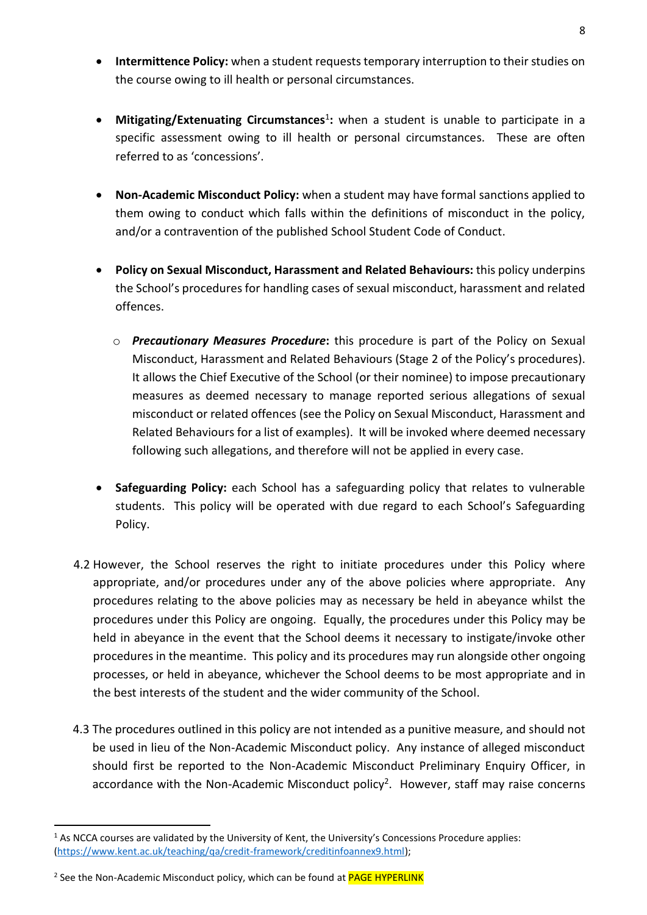- **Intermittence Policy:** when a student requests temporary interruption to their studies on the course owing to ill health or personal circumstances.

- **Mitigating/Extenuating Circumstances**[1]**:** when a student is unable to participate in a specific assessment owing to ill health or personal circumstances. These are often referred to as 'concessions'.

- **Non-Academic Misconduct Policy:** when a student may have formal sanctions applied to them owing to conduct which falls within the definitions of misconduct in the policy, and/or a contravention of the published School Student Code of Conduct.

- **Policy on Sexual Misconduct, Harassment and Related Behaviours:** this policy underpins the School's procedures for handling cases of sexual misconduct, harassment and related offences.

  - ***Precautionary Measures Procedure*****:** this procedure is part of the Policy on Sexual Misconduct, Harassment and Related Behaviours (Stage 2 of the Policy's procedures). It allows the Chief Executive of the School (or their nominee) to impose precautionary measures as deemed necessary to manage reported serious allegations of sexual misconduct or related offences (see the Policy on Sexual Misconduct, Harassment and Related Behaviours for a list of examples). It will be invoked where deemed necessary following such allegations, and therefore will not be applied in every case.

- **Safeguarding Policy:** each School has a safeguarding policy that relates to vulnerable students. This policy will be operated with due regard to each School's Safeguarding Policy.

4.2 However, the School reserves the right to initiate procedures under this Policy where appropriate, and/or procedures under any of the above policies where appropriate. Any procedures relating to the above policies may as necessary be held in abeyance whilst the procedures under this Policy are ongoing. Equally, the procedures under this Policy may be held in abeyance in the event that the School deems it necessary to instigate/invoke other procedures in the meantime. This policy and its procedures may run alongside other ongoing processes, or held in abeyance, whichever the School deems to be most appropriate and in the best interests of the student and the wider community of the School.

4.3 The procedures outlined in this policy are not intended as a punitive measure, and should not be used in lieu of the Non-Academic Misconduct policy. Any instance of alleged misconduct should first be reported to the Non-Academic Misconduct Preliminary Enquiry Officer, in accordance with the Non-Academic Misconduct policy[2]. However, staff may raise concerns

---

[1] As NCCA courses are validated by the University of Kent, the University's Concessions Procedure applies: (https://www.kent.ac.uk/teaching/qa/credit-framework/creditinfoannex9.html);

[2] See the Non-Academic Misconduct policy, which can be found at PAGE HYPERLINK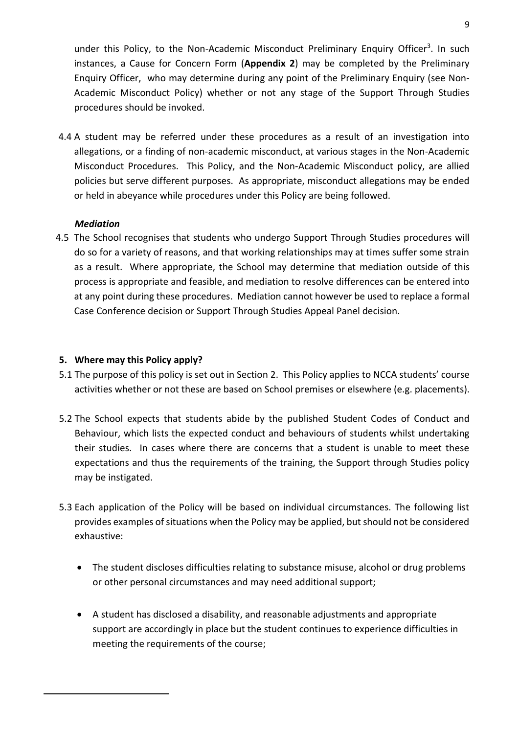under this Policy, to the Non-Academic Misconduct Preliminary Enquiry Officer[3]. In such instances, a Cause for Concern Form (**Appendix 2**) may be completed by the Preliminary Enquiry Officer, who may determine during any point of the Preliminary Enquiry (see Non-Academic Misconduct Policy) whether or not any stage of the Support Through Studies procedures should be invoked.

4.4 A student may be referred under these procedures as a result of an investigation into allegations, or a finding of non-academic misconduct, at various stages in the Non-Academic Misconduct Procedures. This Policy, and the Non-Academic Misconduct policy, are allied policies but serve different purposes. As appropriate, misconduct allegations may be ended or held in abeyance while procedures under this Policy are being followed.

***Mediation***

4.5 The School recognises that students who undergo Support Through Studies procedures will do so for a variety of reasons, and that working relationships may at times suffer some strain as a result. Where appropriate, the School may determine that mediation outside of this process is appropriate and feasible, and mediation to resolve differences can be entered into at any point during these procedures. Mediation cannot however be used to replace a formal Case Conference decision or Support Through Studies Appeal Panel decision.

## 5. Where may this Policy apply?

5.1 The purpose of this policy is set out in Section 2. This Policy applies to NCCA students' course activities whether or not these are based on School premises or elsewhere (e.g. placements).

5.2 The School expects that students abide by the published Student Codes of Conduct and Behaviour, which lists the expected conduct and behaviours of students whilst undertaking their studies. In cases where there are concerns that a student is unable to meet these expectations and thus the requirements of the training, the Support through Studies policy may be instigated.

5.3 Each application of the Policy will be based on individual circumstances. The following list provides examples of situations when the Policy may be applied, but should not be considered exhaustive:

- The student discloses difficulties relating to substance misuse, alcohol or drug problems or other personal circumstances and may need additional support;
- A student has disclosed a disability, and reasonable adjustments and appropriate support are accordingly in place but the student continues to experience difficulties in meeting the requirements of the course;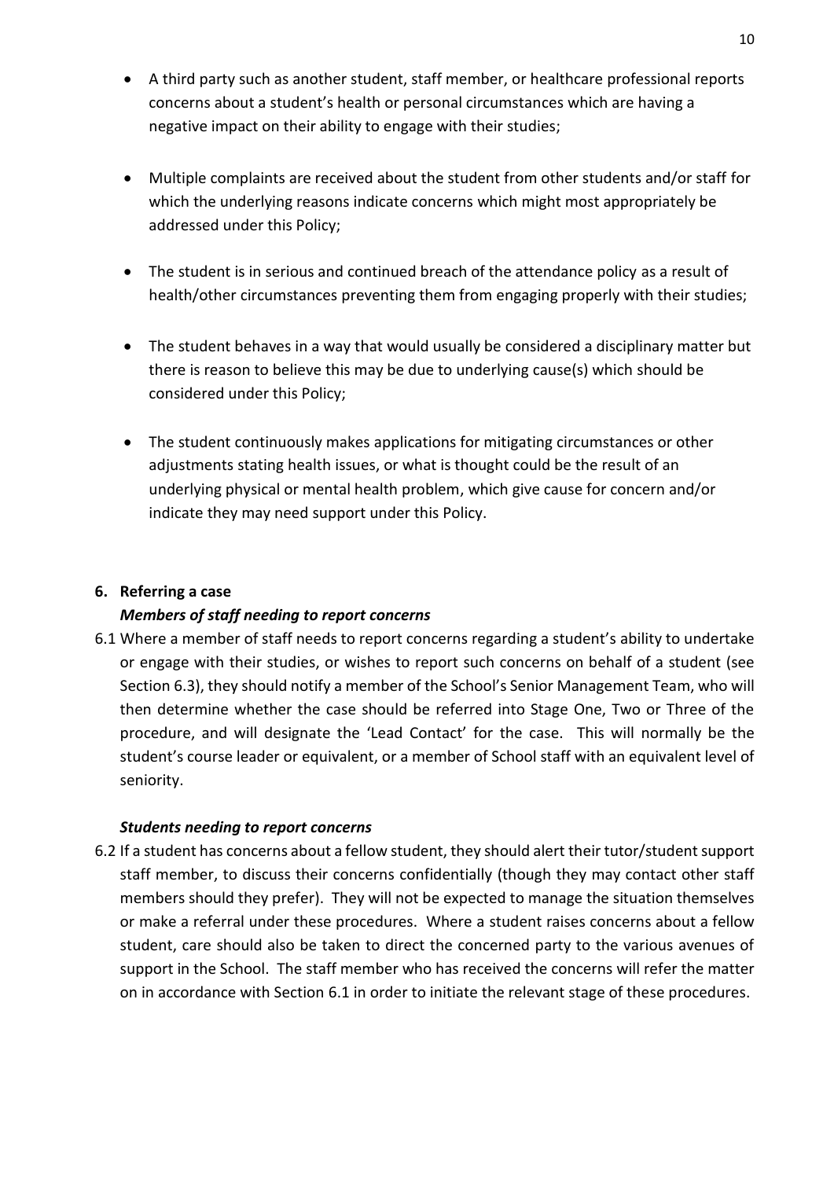- A third party such as another student, staff member, or healthcare professional reports concerns about a student's health or personal circumstances which are having a negative impact on their ability to engage with their studies;

- Multiple complaints are received about the student from other students and/or staff for which the underlying reasons indicate concerns which might most appropriately be addressed under this Policy;

- The student is in serious and continued breach of the attendance policy as a result of health/other circumstances preventing them from engaging properly with their studies;

- The student behaves in a way that would usually be considered a disciplinary matter but there is reason to believe this may be due to underlying cause(s) which should be considered under this Policy;

- The student continuously makes applications for mitigating circumstances or other adjustments stating health issues, or what is thought could be the result of an underlying physical or mental health problem, which give cause for concern and/or indicate they may need support under this Policy.

## 6. Referring a case

### *Members of staff needing to report concerns*

6.1 Where a member of staff needs to report concerns regarding a student's ability to undertake or engage with their studies, or wishes to report such concerns on behalf of a student (see Section 6.3), they should notify a member of the School's Senior Management Team, who will then determine whether the case should be referred into Stage One, Two or Three of the procedure, and will designate the 'Lead Contact' for the case. This will normally be the student's course leader or equivalent, or a member of School staff with an equivalent level of seniority.

### *Students needing to report concerns*

6.2 If a student has concerns about a fellow student, they should alert their tutor/student support staff member, to discuss their concerns confidentially (though they may contact other staff members should they prefer). They will not be expected to manage the situation themselves or make a referral under these procedures. Where a student raises concerns about a fellow student, care should also be taken to direct the concerned party to the various avenues of support in the School. The staff member who has received the concerns will refer the matter on in accordance with Section 6.1 in order to initiate the relevant stage of these procedures.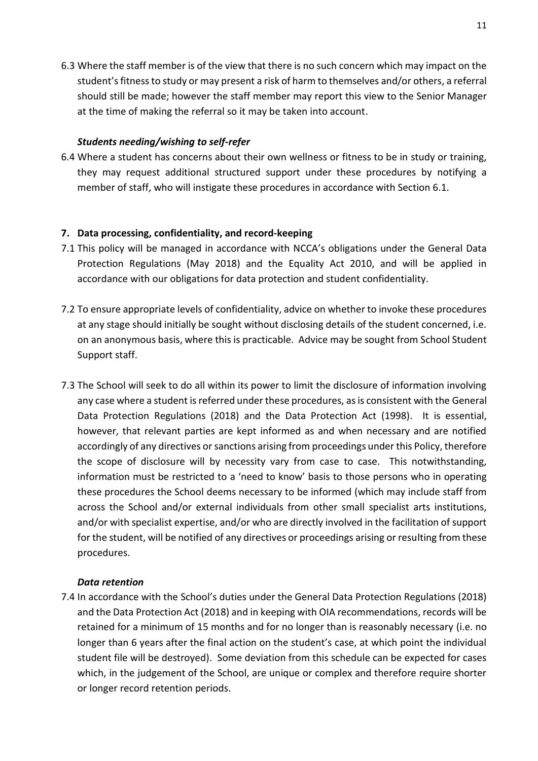6.3 Where the staff member is of the view that there is no such concern which may impact on the student's fitness to study or may present a risk of harm to themselves and/or others, a referral should still be made; however the staff member may report this view to the Senior Manager at the time of making the referral so it may be taken into account.

### *Students needing/wishing to self-refer*

6.4 Where a student has concerns about their own wellness or fitness to be in study or training, they may request additional structured support under these procedures by notifying a member of staff, who will instigate these procedures in accordance with Section 6.1.

## 7. Data processing, confidentiality, and record-keeping

7.1 This policy will be managed in accordance with NCCA's obligations under the General Data Protection Regulations (May 2018) and the Equality Act 2010, and will be applied in accordance with our obligations for data protection and student confidentiality.

7.2 To ensure appropriate levels of confidentiality, advice on whether to invoke these procedures at any stage should initially be sought without disclosing details of the student concerned, i.e. on an anonymous basis, where this is practicable. Advice may be sought from School Student Support staff.

7.3 The School will seek to do all within its power to limit the disclosure of information involving any case where a student is referred under these procedures, as is consistent with the General Data Protection Regulations (2018) and the Data Protection Act (1998). It is essential, however, that relevant parties are kept informed as and when necessary and are notified accordingly of any directives or sanctions arising from proceedings under this Policy, therefore the scope of disclosure will by necessity vary from case to case. This notwithstanding, information must be restricted to a 'need to know' basis to those persons who in operating these procedures the School deems necessary to be informed (which may include staff from across the School and/or external individuals from other small specialist arts institutions, and/or with specialist expertise, and/or who are directly involved in the facilitation of support for the student, will be notified of any directives or proceedings arising or resulting from these procedures.

### *Data retention*

7.4 In accordance with the School's duties under the General Data Protection Regulations (2018) and the Data Protection Act (2018) and in keeping with OIA recommendations, records will be retained for a minimum of 15 months and for no longer than is reasonably necessary (i.e. no longer than 6 years after the final action on the student's case, at which point the individual student file will be destroyed). Some deviation from this schedule can be expected for cases which, in the judgement of the School, are unique or complex and therefore require shorter or longer record retention periods.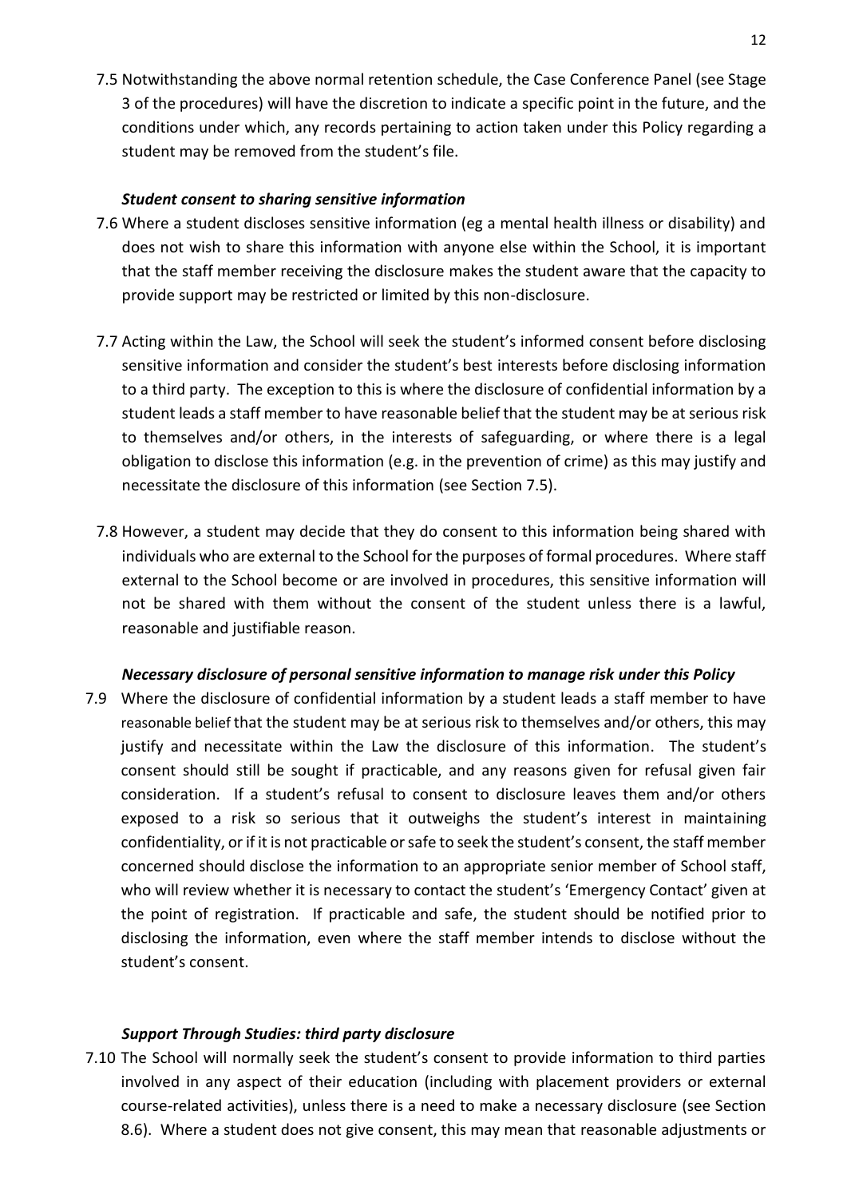7.5 Notwithstanding the above normal retention schedule, the Case Conference Panel (see Stage 3 of the procedures) will have the discretion to indicate a specific point in the future, and the conditions under which, any records pertaining to action taken under this Policy regarding a student may be removed from the student's file.

***Student consent to sharing sensitive information***

7.6 Where a student discloses sensitive information (eg a mental health illness or disability) and does not wish to share this information with anyone else within the School, it is important that the staff member receiving the disclosure makes the student aware that the capacity to provide support may be restricted or limited by this non-disclosure.

7.7 Acting within the Law, the School will seek the student's informed consent before disclosing sensitive information and consider the student's best interests before disclosing information to a third party. The exception to this is where the disclosure of confidential information by a student leads a staff member to have reasonable belief that the student may be at serious risk to themselves and/or others, in the interests of safeguarding, or where there is a legal obligation to disclose this information (e.g. in the prevention of crime) as this may justify and necessitate the disclosure of this information (see Section 7.5).

7.8 However, a student may decide that they do consent to this information being shared with individuals who are external to the School for the purposes of formal procedures. Where staff external to the School become or are involved in procedures, this sensitive information will not be shared with them without the consent of the student unless there is a lawful, reasonable and justifiable reason.

***Necessary disclosure of personal sensitive information to manage risk under this Policy***

7.9 Where the disclosure of confidential information by a student leads a staff member to have reasonable belief that the student may be at serious risk to themselves and/or others, this may justify and necessitate within the Law the disclosure of this information. The student's consent should still be sought if practicable, and any reasons given for refusal given fair consideration. If a student's refusal to consent to disclosure leaves them and/or others exposed to a risk so serious that it outweighs the student's interest in maintaining confidentiality, or if it is not practicable or safe to seek the student's consent, the staff member concerned should disclose the information to an appropriate senior member of School staff, who will review whether it is necessary to contact the student's 'Emergency Contact' given at the point of registration. If practicable and safe, the student should be notified prior to disclosing the information, even where the staff member intends to disclose without the student's consent.

***Support Through Studies: third party disclosure***

7.10 The School will normally seek the student's consent to provide information to third parties involved in any aspect of their education (including with placement providers or external course-related activities), unless there is a need to make a necessary disclosure (see Section 8.6). Where a student does not give consent, this may mean that reasonable adjustments or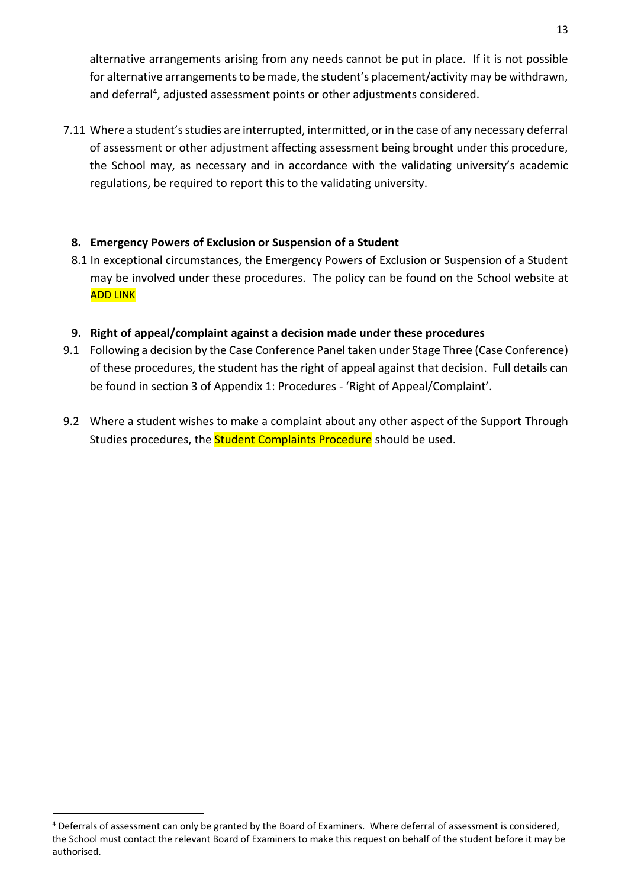alternative arrangements arising from any needs cannot be put in place. If it is not possible for alternative arrangements to be made, the student's placement/activity may be withdrawn, and deferral[4], adjusted assessment points or other adjustments considered.

7.11 Where a student's studies are interrupted, intermitted, or in the case of any necessary deferral of assessment or other adjustment affecting assessment being brought under this procedure, the School may, as necessary and in accordance with the validating university's academic regulations, be required to report this to the validating university.

## 8. Emergency Powers of Exclusion or Suspension of a Student

8.1 In exceptional circumstances, the Emergency Powers of Exclusion or Suspension of a Student may be involved under these procedures. The policy can be found on the School website at ADD LINK

## 9. Right of appeal/complaint against a decision made under these procedures

9.1 Following a decision by the Case Conference Panel taken under Stage Three (Case Conference) of these procedures, the student has the right of appeal against that decision. Full details can be found in section 3 of Appendix 1: Procedures - 'Right of Appeal/Complaint'.

9.2 Where a student wishes to make a complaint about any other aspect of the Support Through Studies procedures, the Student Complaints Procedure should be used.

---

[4] Deferrals of assessment can only be granted by the Board of Examiners. Where deferral of assessment is considered, the School must contact the relevant Board of Examiners to make this request on behalf of the student before it may be authorised.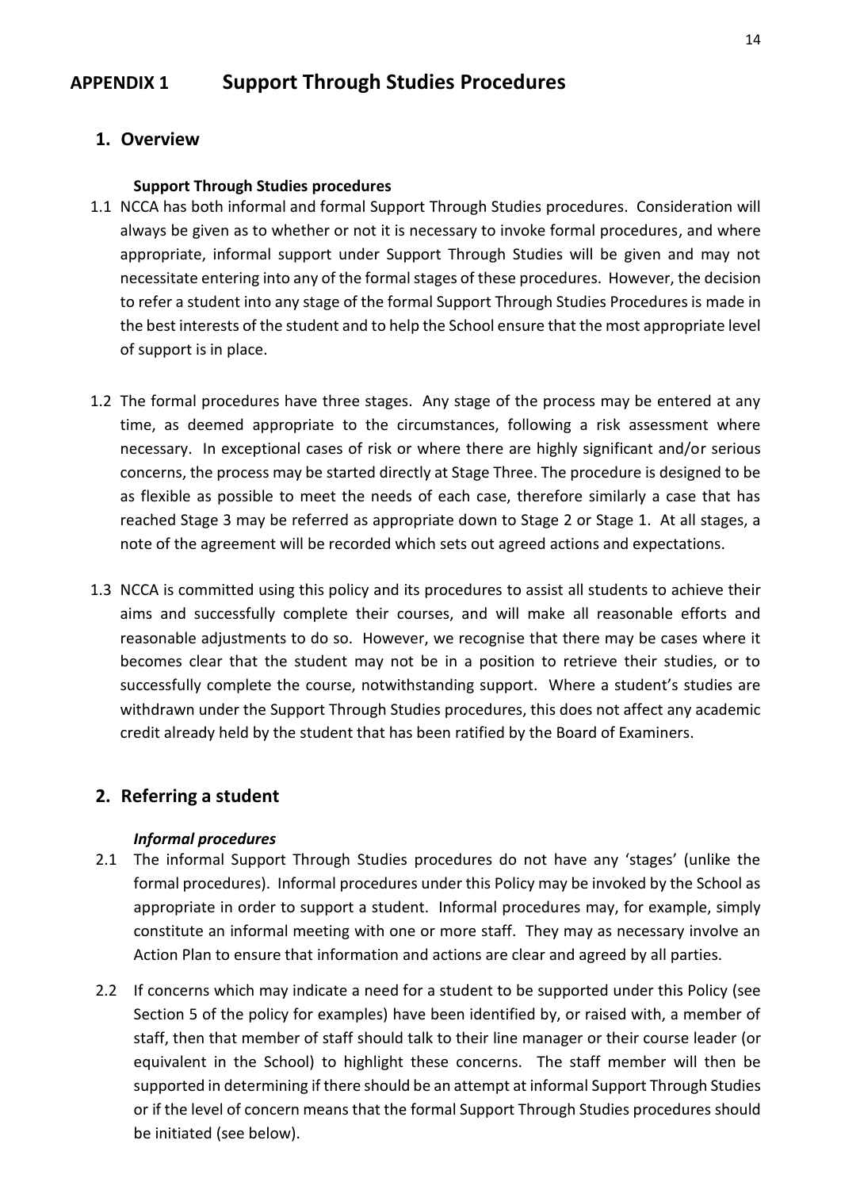# APPENDIX 1 Support Through Studies Procedures

## 1. Overview

**Support Through Studies procedures**

1.1 NCCA has both informal and formal Support Through Studies procedures. Consideration will always be given as to whether or not it is necessary to invoke formal procedures, and where appropriate, informal support under Support Through Studies will be given and may not necessitate entering into any of the formal stages of these procedures. However, the decision to refer a student into any stage of the formal Support Through Studies Procedures is made in the best interests of the student and to help the School ensure that the most appropriate level of support is in place.

1.2 The formal procedures have three stages. Any stage of the process may be entered at any time, as deemed appropriate to the circumstances, following a risk assessment where necessary. In exceptional cases of risk or where there are highly significant and/or serious concerns, the process may be started directly at Stage Three. The procedure is designed to be as flexible as possible to meet the needs of each case, therefore similarly a case that has reached Stage 3 may be referred as appropriate down to Stage 2 or Stage 1. At all stages, a note of the agreement will be recorded which sets out agreed actions and expectations.

1.3 NCCA is committed using this policy and its procedures to assist all students to achieve their aims and successfully complete their courses, and will make all reasonable efforts and reasonable adjustments to do so. However, we recognise that there may be cases where it becomes clear that the student may not be in a position to retrieve their studies, or to successfully complete the course, notwithstanding support. Where a student's studies are withdrawn under the Support Through Studies procedures, this does not affect any academic credit already held by the student that has been ratified by the Board of Examiners.

## 2. Referring a student

***Informal procedures***

2.1 The informal Support Through Studies procedures do not have any 'stages' (unlike the formal procedures). Informal procedures under this Policy may be invoked by the School as appropriate in order to support a student. Informal procedures may, for example, simply constitute an informal meeting with one or more staff. They may as necessary involve an Action Plan to ensure that information and actions are clear and agreed by all parties.

2.2 If concerns which may indicate a need for a student to be supported under this Policy (see Section 5 of the policy for examples) have been identified by, or raised with, a member of staff, then that member of staff should talk to their line manager or their course leader (or equivalent in the School) to highlight these concerns. The staff member will then be supported in determining if there should be an attempt at informal Support Through Studies or if the level of concern means that the formal Support Through Studies procedures should be initiated (see below).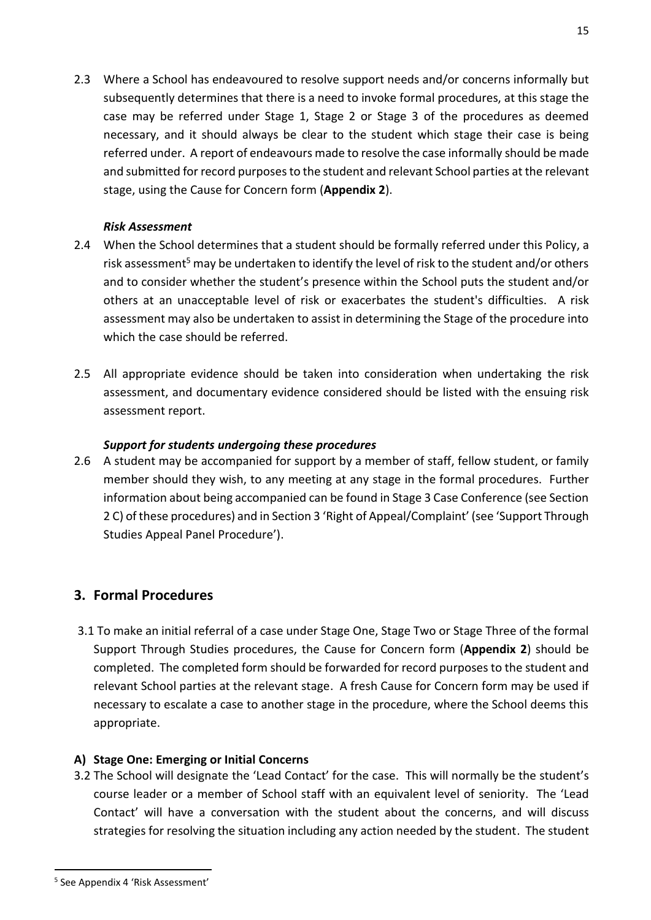2.3 Where a School has endeavoured to resolve support needs and/or concerns informally but subsequently determines that there is a need to invoke formal procedures, at this stage the case may be referred under Stage 1, Stage 2 or Stage 3 of the procedures as deemed necessary, and it should always be clear to the student which stage their case is being referred under. A report of endeavours made to resolve the case informally should be made and submitted for record purposes to the student and relevant School parties at the relevant stage, using the Cause for Concern form (**Appendix 2**).

***Risk Assessment***

2.4 When the School determines that a student should be formally referred under this Policy, a risk assessment[5] may be undertaken to identify the level of risk to the student and/or others and to consider whether the student's presence within the School puts the student and/or others at an unacceptable level of risk or exacerbates the student's difficulties. A risk assessment may also be undertaken to assist in determining the Stage of the procedure into which the case should be referred.

2.5 All appropriate evidence should be taken into consideration when undertaking the risk assessment, and documentary evidence considered should be listed with the ensuing risk assessment report.

***Support for students undergoing these procedures***

2.6 A student may be accompanied for support by a member of staff, fellow student, or family member should they wish, to any meeting at any stage in the formal procedures. Further information about being accompanied can be found in Stage 3 Case Conference (see Section 2 C) of these procedures) and in Section 3 'Right of Appeal/Complaint' (see 'Support Through Studies Appeal Panel Procedure').

## 3. Formal Procedures

3.1 To make an initial referral of a case under Stage One, Stage Two or Stage Three of the formal Support Through Studies procedures, the Cause for Concern form (**Appendix 2**) should be completed. The completed form should be forwarded for record purposes to the student and relevant School parties at the relevant stage. A fresh Cause for Concern form may be used if necessary to escalate a case to another stage in the procedure, where the School deems this appropriate.

### A) Stage One: Emerging or Initial Concerns

3.2 The School will designate the 'Lead Contact' for the case. This will normally be the student's course leader or a member of School staff with an equivalent level of seniority. The 'Lead Contact' will have a conversation with the student about the concerns, and will discuss strategies for resolving the situation including any action needed by the student. The student

[5] See Appendix 4 'Risk Assessment'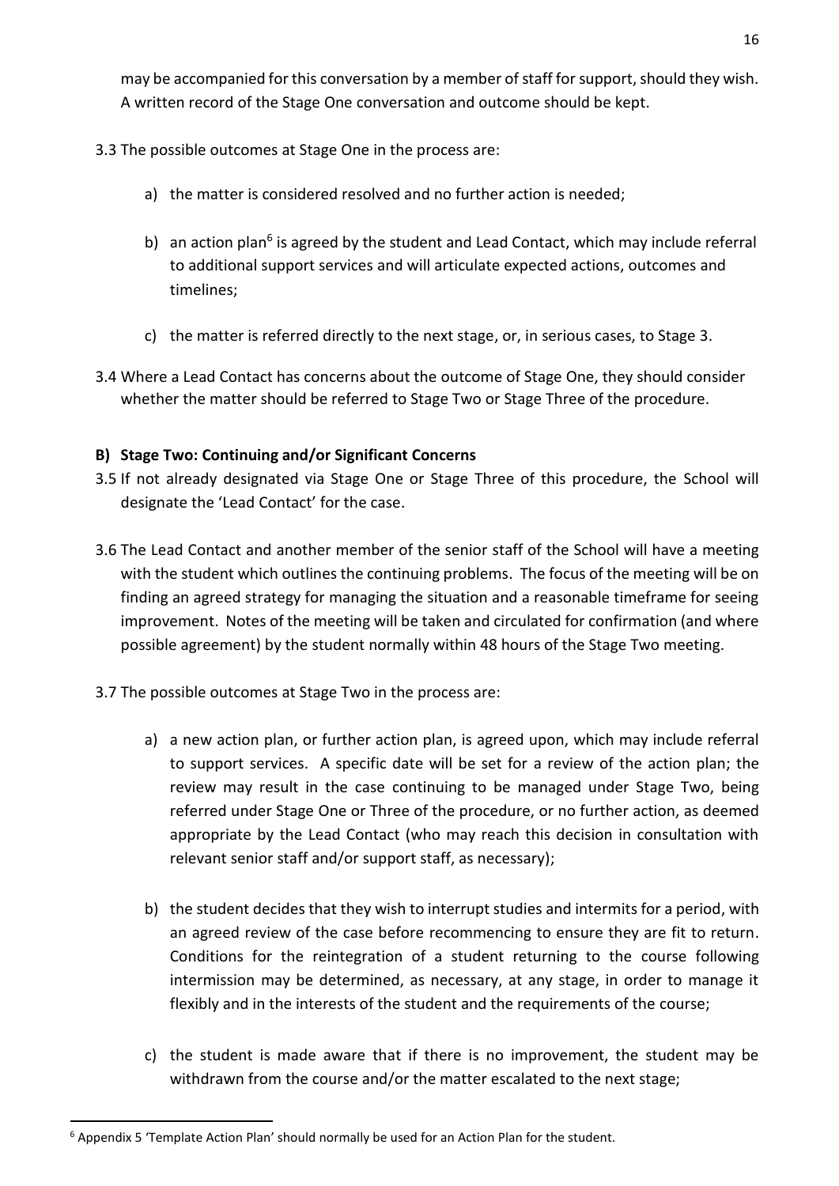may be accompanied for this conversation by a member of staff for support, should they wish. A written record of the Stage One conversation and outcome should be kept.

3.3 The possible outcomes at Stage One in the process are:

a) the matter is considered resolved and no further action is needed;

b) an action plan[6] is agreed by the student and Lead Contact, which may include referral to additional support services and will articulate expected actions, outcomes and timelines;

c) the matter is referred directly to the next stage, or, in serious cases, to Stage 3.

3.4 Where a Lead Contact has concerns about the outcome of Stage One, they should consider whether the matter should be referred to Stage Two or Stage Three of the procedure.

**B) Stage Two: Continuing and/or Significant Concerns**

3.5 If not already designated via Stage One or Stage Three of this procedure, the School will designate the 'Lead Contact' for the case.

3.6 The Lead Contact and another member of the senior staff of the School will have a meeting with the student which outlines the continuing problems. The focus of the meeting will be on finding an agreed strategy for managing the situation and a reasonable timeframe for seeing improvement. Notes of the meeting will be taken and circulated for confirmation (and where possible agreement) by the student normally within 48 hours of the Stage Two meeting.

3.7 The possible outcomes at Stage Two in the process are:

a) a new action plan, or further action plan, is agreed upon, which may include referral to support services. A specific date will be set for a review of the action plan; the review may result in the case continuing to be managed under Stage Two, being referred under Stage One or Three of the procedure, or no further action, as deemed appropriate by the Lead Contact (who may reach this decision in consultation with relevant senior staff and/or support staff, as necessary);

b) the student decides that they wish to interrupt studies and intermits for a period, with an agreed review of the case before recommencing to ensure they are fit to return. Conditions for the reintegration of a student returning to the course following intermission may be determined, as necessary, at any stage, in order to manage it flexibly and in the interests of the student and the requirements of the course;

c) the student is made aware that if there is no improvement, the student may be withdrawn from the course and/or the matter escalated to the next stage;

[6] Appendix 5 'Template Action Plan' should normally be used for an Action Plan for the student.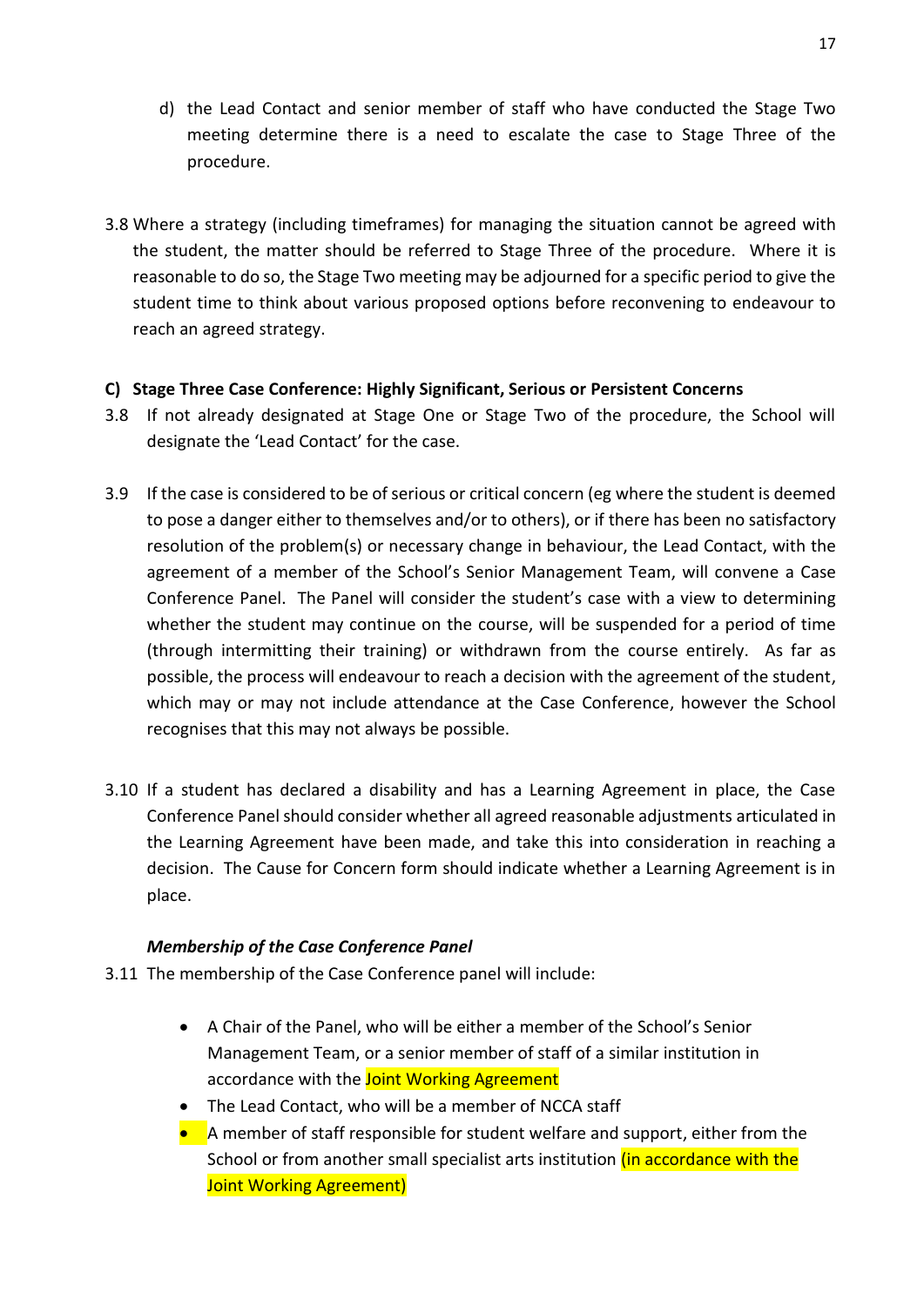d) the Lead Contact and senior member of staff who have conducted the Stage Two meeting determine there is a need to escalate the case to Stage Three of the procedure.

3.8 Where a strategy (including timeframes) for managing the situation cannot be agreed with the student, the matter should be referred to Stage Three of the procedure. Where it is reasonable to do so, the Stage Two meeting may be adjourned for a specific period to give the student time to think about various proposed options before reconvening to endeavour to reach an agreed strategy.

### C) Stage Three Case Conference: Highly Significant, Serious or Persistent Concerns

3.8 If not already designated at Stage One or Stage Two of the procedure, the School will designate the 'Lead Contact' for the case.

3.9 If the case is considered to be of serious or critical concern (eg where the student is deemed to pose a danger either to themselves and/or to others), or if there has been no satisfactory resolution of the problem(s) or necessary change in behaviour, the Lead Contact, with the agreement of a member of the School's Senior Management Team, will convene a Case Conference Panel. The Panel will consider the student's case with a view to determining whether the student may continue on the course, will be suspended for a period of time (through intermitting their training) or withdrawn from the course entirely. As far as possible, the process will endeavour to reach a decision with the agreement of the student, which may or may not include attendance at the Case Conference, however the School recognises that this may not always be possible.

3.10 If a student has declared a disability and has a Learning Agreement in place, the Case Conference Panel should consider whether all agreed reasonable adjustments articulated in the Learning Agreement have been made, and take this into consideration in reaching a decision. The Cause for Concern form should indicate whether a Learning Agreement is in place.

#### *Membership of the Case Conference Panel*

3.11 The membership of the Case Conference panel will include:

- A Chair of the Panel, who will be either a member of the School's Senior Management Team, or a senior member of staff of a similar institution in accordance with the Joint Working Agreement
- The Lead Contact, who will be a member of NCCA staff
- A member of staff responsible for student welfare and support, either from the School or from another small specialist arts institution (in accordance with the Joint Working Agreement)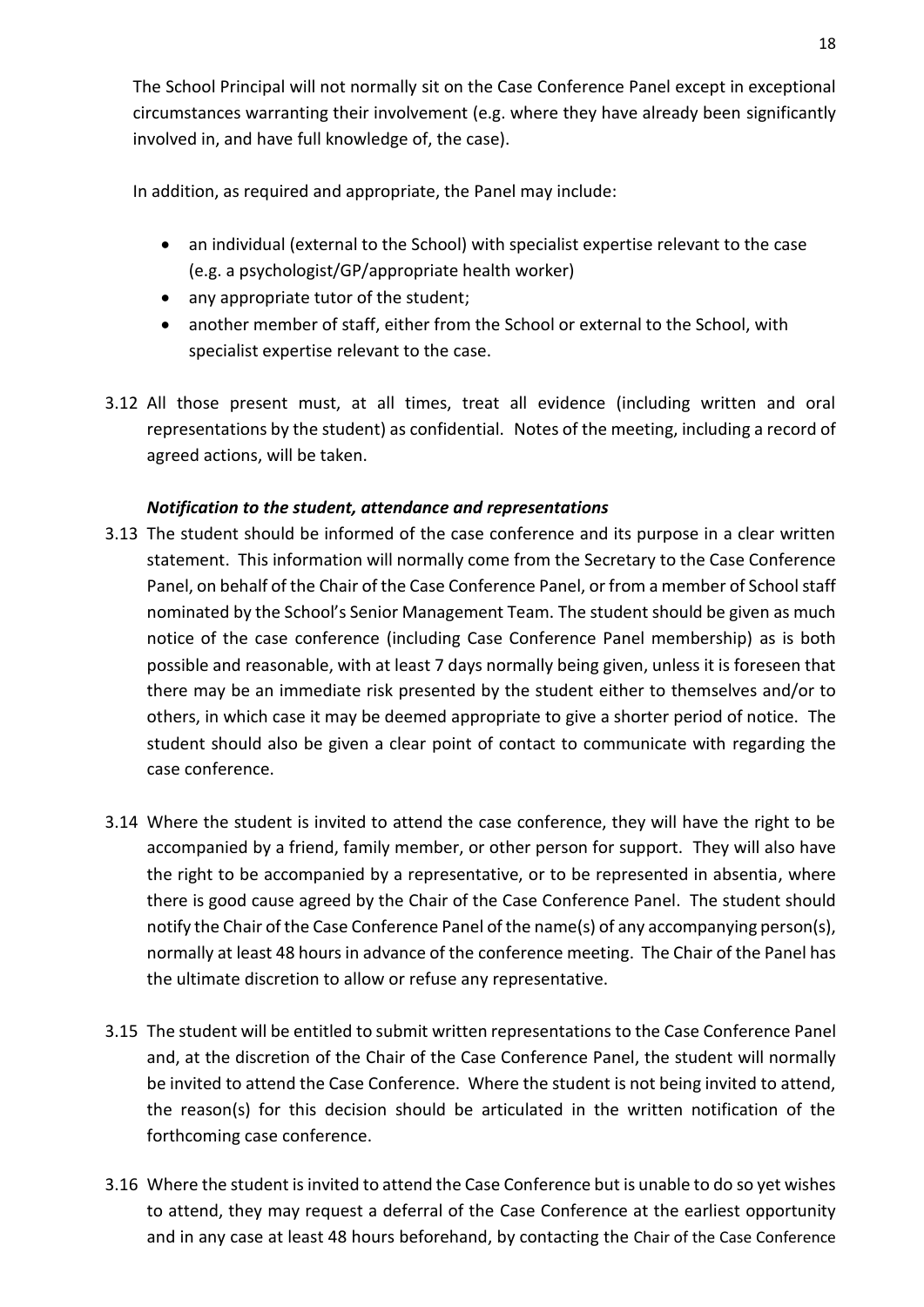The School Principal will not normally sit on the Case Conference Panel except in exceptional circumstances warranting their involvement (e.g. where they have already been significantly involved in, and have full knowledge of, the case).

In addition, as required and appropriate, the Panel may include:

- an individual (external to the School) with specialist expertise relevant to the case (e.g. a psychologist/GP/appropriate health worker)
- any appropriate tutor of the student;
- another member of staff, either from the School or external to the School, with specialist expertise relevant to the case.

3.12 All those present must, at all times, treat all evidence (including written and oral representations by the student) as confidential. Notes of the meeting, including a record of agreed actions, will be taken.

***Notification to the student, attendance and representations***

3.13 The student should be informed of the case conference and its purpose in a clear written statement. This information will normally come from the Secretary to the Case Conference Panel, on behalf of the Chair of the Case Conference Panel, or from a member of School staff nominated by the School's Senior Management Team. The student should be given as much notice of the case conference (including Case Conference Panel membership) as is both possible and reasonable, with at least 7 days normally being given, unless it is foreseen that there may be an immediate risk presented by the student either to themselves and/or to others, in which case it may be deemed appropriate to give a shorter period of notice. The student should also be given a clear point of contact to communicate with regarding the case conference.

3.14 Where the student is invited to attend the case conference, they will have the right to be accompanied by a friend, family member, or other person for support. They will also have the right to be accompanied by a representative, or to be represented in absentia, where there is good cause agreed by the Chair of the Case Conference Panel. The student should notify the Chair of the Case Conference Panel of the name(s) of any accompanying person(s), normally at least 48 hours in advance of the conference meeting. The Chair of the Panel has the ultimate discretion to allow or refuse any representative.

3.15 The student will be entitled to submit written representations to the Case Conference Panel and, at the discretion of the Chair of the Case Conference Panel, the student will normally be invited to attend the Case Conference. Where the student is not being invited to attend, the reason(s) for this decision should be articulated in the written notification of the forthcoming case conference.

3.16 Where the student is invited to attend the Case Conference but is unable to do so yet wishes to attend, they may request a deferral of the Case Conference at the earliest opportunity and in any case at least 48 hours beforehand, by contacting the Chair of the Case Conference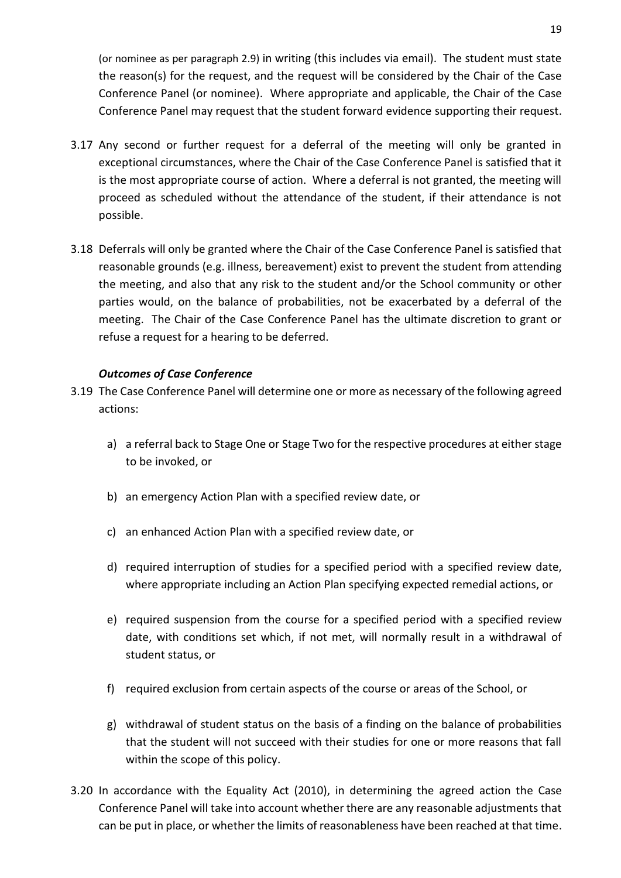(or nominee as per paragraph 2.9) in writing (this includes via email). The student must state the reason(s) for the request, and the request will be considered by the Chair of the Case Conference Panel (or nominee). Where appropriate and applicable, the Chair of the Case Conference Panel may request that the student forward evidence supporting their request.

3.17 Any second or further request for a deferral of the meeting will only be granted in exceptional circumstances, where the Chair of the Case Conference Panel is satisfied that it is the most appropriate course of action. Where a deferral is not granted, the meeting will proceed as scheduled without the attendance of the student, if their attendance is not possible.

3.18 Deferrals will only be granted where the Chair of the Case Conference Panel is satisfied that reasonable grounds (e.g. illness, bereavement) exist to prevent the student from attending the meeting, and also that any risk to the student and/or the School community or other parties would, on the balance of probabilities, not be exacerbated by a deferral of the meeting. The Chair of the Case Conference Panel has the ultimate discretion to grant or refuse a request for a hearing to be deferred.

***Outcomes of Case Conference***

3.19 The Case Conference Panel will determine one or more as necessary of the following agreed actions:

a) a referral back to Stage One or Stage Two for the respective procedures at either stage to be invoked, or

b) an emergency Action Plan with a specified review date, or

c) an enhanced Action Plan with a specified review date, or

d) required interruption of studies for a specified period with a specified review date, where appropriate including an Action Plan specifying expected remedial actions, or

e) required suspension from the course for a specified period with a specified review date, with conditions set which, if not met, will normally result in a withdrawal of student status, or

f) required exclusion from certain aspects of the course or areas of the School, or

g) withdrawal of student status on the basis of a finding on the balance of probabilities that the student will not succeed with their studies for one or more reasons that fall within the scope of this policy.

3.20 In accordance with the Equality Act (2010), in determining the agreed action the Case Conference Panel will take into account whether there are any reasonable adjustments that can be put in place, or whether the limits of reasonableness have been reached at that time.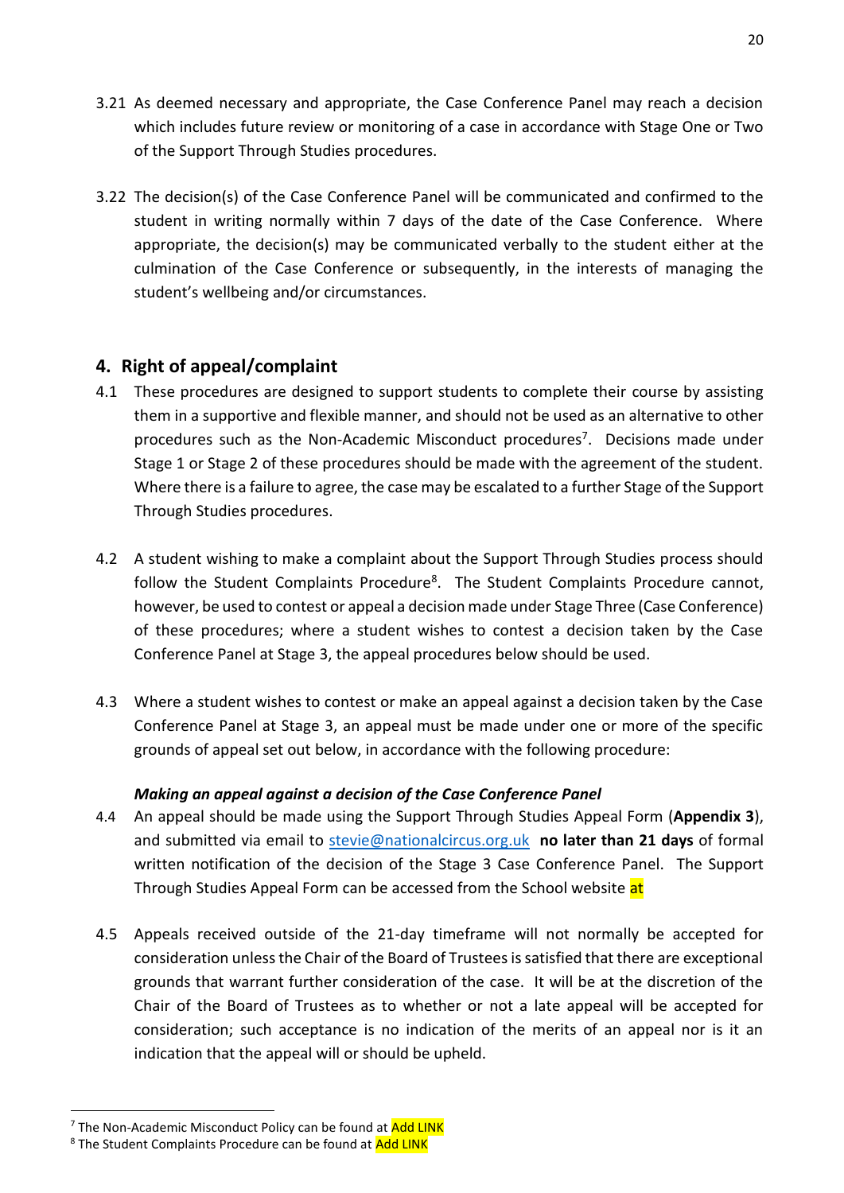3.21 As deemed necessary and appropriate, the Case Conference Panel may reach a decision which includes future review or monitoring of a case in accordance with Stage One or Two of the Support Through Studies procedures.

3.22 The decision(s) of the Case Conference Panel will be communicated and confirmed to the student in writing normally within 7 days of the date of the Case Conference. Where appropriate, the decision(s) may be communicated verbally to the student either at the culmination of the Case Conference or subsequently, in the interests of managing the student's wellbeing and/or circumstances.

## 4. Right of appeal/complaint

4.1 These procedures are designed to support students to complete their course by assisting them in a supportive and flexible manner, and should not be used as an alternative to other procedures such as the Non-Academic Misconduct procedures[7]. Decisions made under Stage 1 or Stage 2 of these procedures should be made with the agreement of the student. Where there is a failure to agree, the case may be escalated to a further Stage of the Support Through Studies procedures.

4.2 A student wishing to make a complaint about the Support Through Studies process should follow the Student Complaints Procedure[8]. The Student Complaints Procedure cannot, however, be used to contest or appeal a decision made under Stage Three (Case Conference) of these procedures; where a student wishes to contest a decision taken by the Case Conference Panel at Stage 3, the appeal procedures below should be used.

4.3 Where a student wishes to contest or make an appeal against a decision taken by the Case Conference Panel at Stage 3, an appeal must be made under one or more of the specific grounds of appeal set out below, in accordance with the following procedure:

***Making an appeal against a decision of the Case Conference Panel***

4.4 An appeal should be made using the Support Through Studies Appeal Form (**Appendix 3**), and submitted via email to stevie@nationalcircus.org.uk **no later than 21 days** of formal written notification of the decision of the Stage 3 Case Conference Panel. The Support Through Studies Appeal Form can be accessed from the School website at

4.5 Appeals received outside of the 21-day timeframe will not normally be accepted for consideration unless the Chair of the Board of Trustees is satisfied that there are exceptional grounds that warrant further consideration of the case. It will be at the discretion of the Chair of the Board of Trustees as to whether or not a late appeal will be accepted for consideration; such acceptance is no indication of the merits of an appeal nor is it an indication that the appeal will or should be upheld.

[7] The Non-Academic Misconduct Policy can be found at Add LINK

[8] The Student Complaints Procedure can be found at Add LINK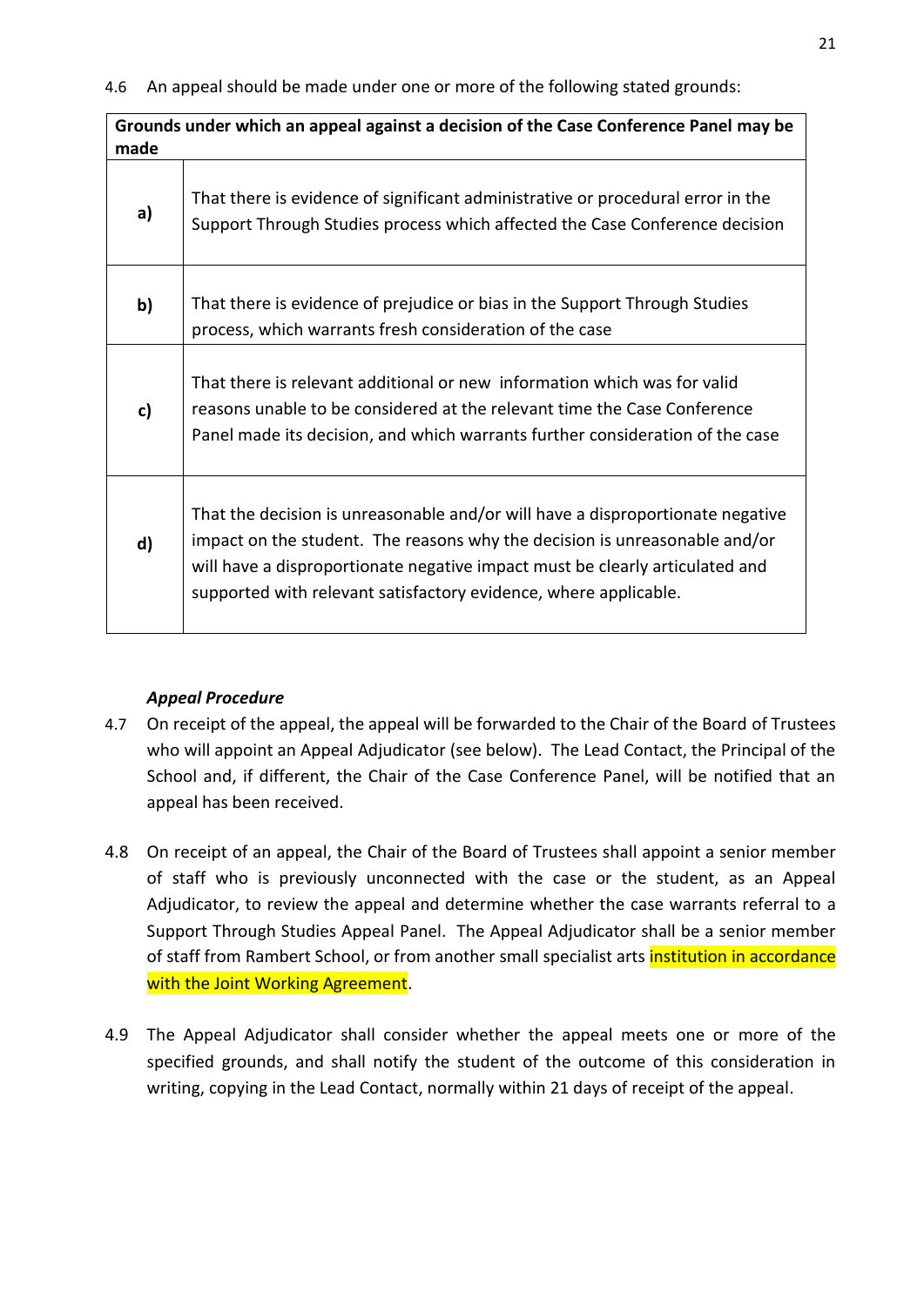4.6 An appeal should be made under one or more of the following stated grounds:

| Grounds under which an appeal against a decision of the Case Conference Panel may be made | |
|---|---|
| **a)** | That there is evidence of significant administrative or procedural error in the Support Through Studies process which affected the Case Conference decision |
| **b)** | That there is evidence of prejudice or bias in the Support Through Studies process, which warrants fresh consideration of the case |
| **c)** | That there is relevant additional or new information which was for valid reasons unable to be considered at the relevant time the Case Conference Panel made its decision, and which warrants further consideration of the case |
| **d)** | That the decision is unreasonable and/or will have a disproportionate negative impact on the student. The reasons why the decision is unreasonable and/or will have a disproportionate negative impact must be clearly articulated and supported with relevant satisfactory evidence, where applicable. |

***Appeal Procedure***

4.7 On receipt of the appeal, the appeal will be forwarded to the Chair of the Board of Trustees who will appoint an Appeal Adjudicator (see below). The Lead Contact, the Principal of the School and, if different, the Chair of the Case Conference Panel, will be notified that an appeal has been received.

4.8 On receipt of an appeal, the Chair of the Board of Trustees shall appoint a senior member of staff who is previously unconnected with the case or the student, as an Appeal Adjudicator, to review the appeal and determine whether the case warrants referral to a Support Through Studies Appeal Panel. The Appeal Adjudicator shall be a senior member of staff from Rambert School, or from another small specialist arts institution in accordance with the Joint Working Agreement.

4.9 The Appeal Adjudicator shall consider whether the appeal meets one or more of the specified grounds, and shall notify the student of the outcome of this consideration in writing, copying in the Lead Contact, normally within 21 days of receipt of the appeal.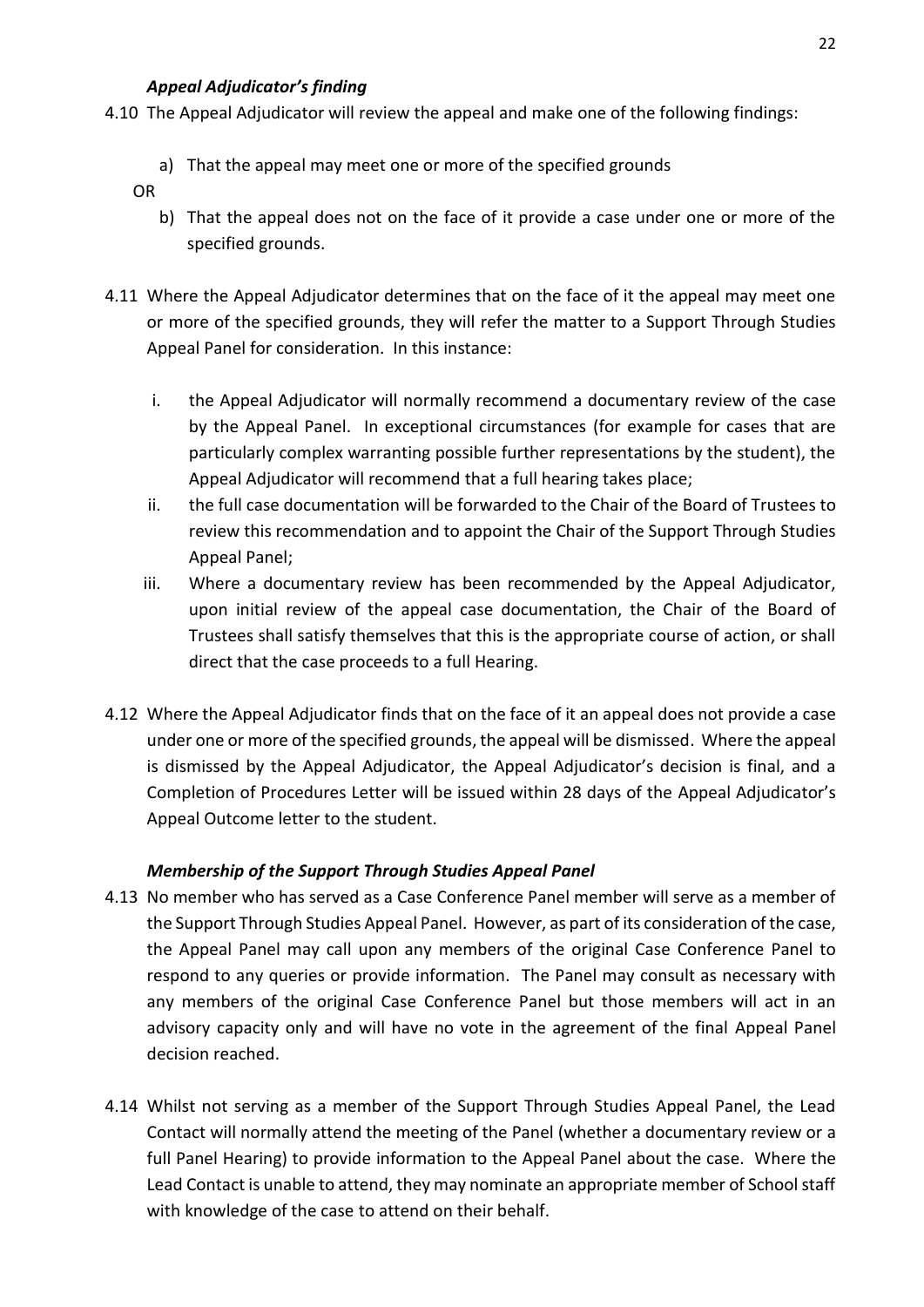### *Appeal Adjudicator's finding*

4.10 The Appeal Adjudicator will review the appeal and make one of the following findings:

   a) That the appeal may meet one or more of the specified grounds

   OR

   b) That the appeal does not on the face of it provide a case under one or more of the specified grounds.

4.11 Where the Appeal Adjudicator determines that on the face of it the appeal may meet one or more of the specified grounds, they will refer the matter to a Support Through Studies Appeal Panel for consideration. In this instance:

   i. the Appeal Adjudicator will normally recommend a documentary review of the case by the Appeal Panel. In exceptional circumstances (for example for cases that are particularly complex warranting possible further representations by the student), the Appeal Adjudicator will recommend that a full hearing takes place;

   ii. the full case documentation will be forwarded to the Chair of the Board of Trustees to review this recommendation and to appoint the Chair of the Support Through Studies Appeal Panel;

   iii. Where a documentary review has been recommended by the Appeal Adjudicator, upon initial review of the appeal case documentation, the Chair of the Board of Trustees shall satisfy themselves that this is the appropriate course of action, or shall direct that the case proceeds to a full Hearing.

4.12 Where the Appeal Adjudicator finds that on the face of it an appeal does not provide a case under one or more of the specified grounds, the appeal will be dismissed. Where the appeal is dismissed by the Appeal Adjudicator, the Appeal Adjudicator's decision is final, and a Completion of Procedures Letter will be issued within 28 days of the Appeal Adjudicator's Appeal Outcome letter to the student.

### *Membership of the Support Through Studies Appeal Panel*

4.13 No member who has served as a Case Conference Panel member will serve as a member of the Support Through Studies Appeal Panel. However, as part of its consideration of the case, the Appeal Panel may call upon any members of the original Case Conference Panel to respond to any queries or provide information. The Panel may consult as necessary with any members of the original Case Conference Panel but those members will act in an advisory capacity only and will have no vote in the agreement of the final Appeal Panel decision reached.

4.14 Whilst not serving as a member of the Support Through Studies Appeal Panel, the Lead Contact will normally attend the meeting of the Panel (whether a documentary review or a full Panel Hearing) to provide information to the Appeal Panel about the case. Where the Lead Contact is unable to attend, they may nominate an appropriate member of School staff with knowledge of the case to attend on their behalf.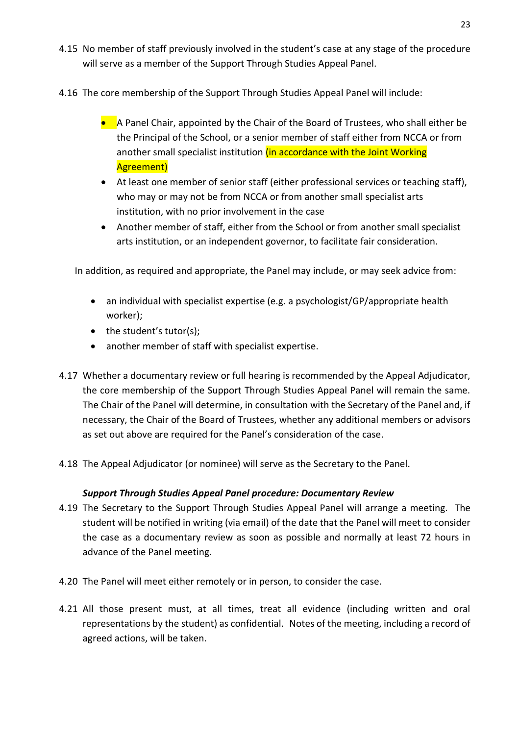4.15 No member of staff previously involved in the student's case at any stage of the procedure will serve as a member of the Support Through Studies Appeal Panel.

4.16 The core membership of the Support Through Studies Appeal Panel will include:

- A Panel Chair, appointed by the Chair of the Board of Trustees, who shall either be the Principal of the School, or a senior member of staff either from NCCA or from another small specialist institution (in accordance with the Joint Working Agreement)
- At least one member of senior staff (either professional services or teaching staff), who may or may not be from NCCA or from another small specialist arts institution, with no prior involvement in the case
- Another member of staff, either from the School or from another small specialist arts institution, or an independent governor, to facilitate fair consideration.

In addition, as required and appropriate, the Panel may include, or may seek advice from:

- an individual with specialist expertise (e.g. a psychologist/GP/appropriate health worker);
- the student's tutor(s);
- another member of staff with specialist expertise.

4.17 Whether a documentary review or full hearing is recommended by the Appeal Adjudicator, the core membership of the Support Through Studies Appeal Panel will remain the same. The Chair of the Panel will determine, in consultation with the Secretary of the Panel and, if necessary, the Chair of the Board of Trustees, whether any additional members or advisors as set out above are required for the Panel's consideration of the case.

4.18 The Appeal Adjudicator (or nominee) will serve as the Secretary to the Panel.

***Support Through Studies Appeal Panel procedure: Documentary Review***

4.19 The Secretary to the Support Through Studies Appeal Panel will arrange a meeting. The student will be notified in writing (via email) of the date that the Panel will meet to consider the case as a documentary review as soon as possible and normally at least 72 hours in advance of the Panel meeting.

4.20 The Panel will meet either remotely or in person, to consider the case.

4.21 All those present must, at all times, treat all evidence (including written and oral representations by the student) as confidential. Notes of the meeting, including a record of agreed actions, will be taken.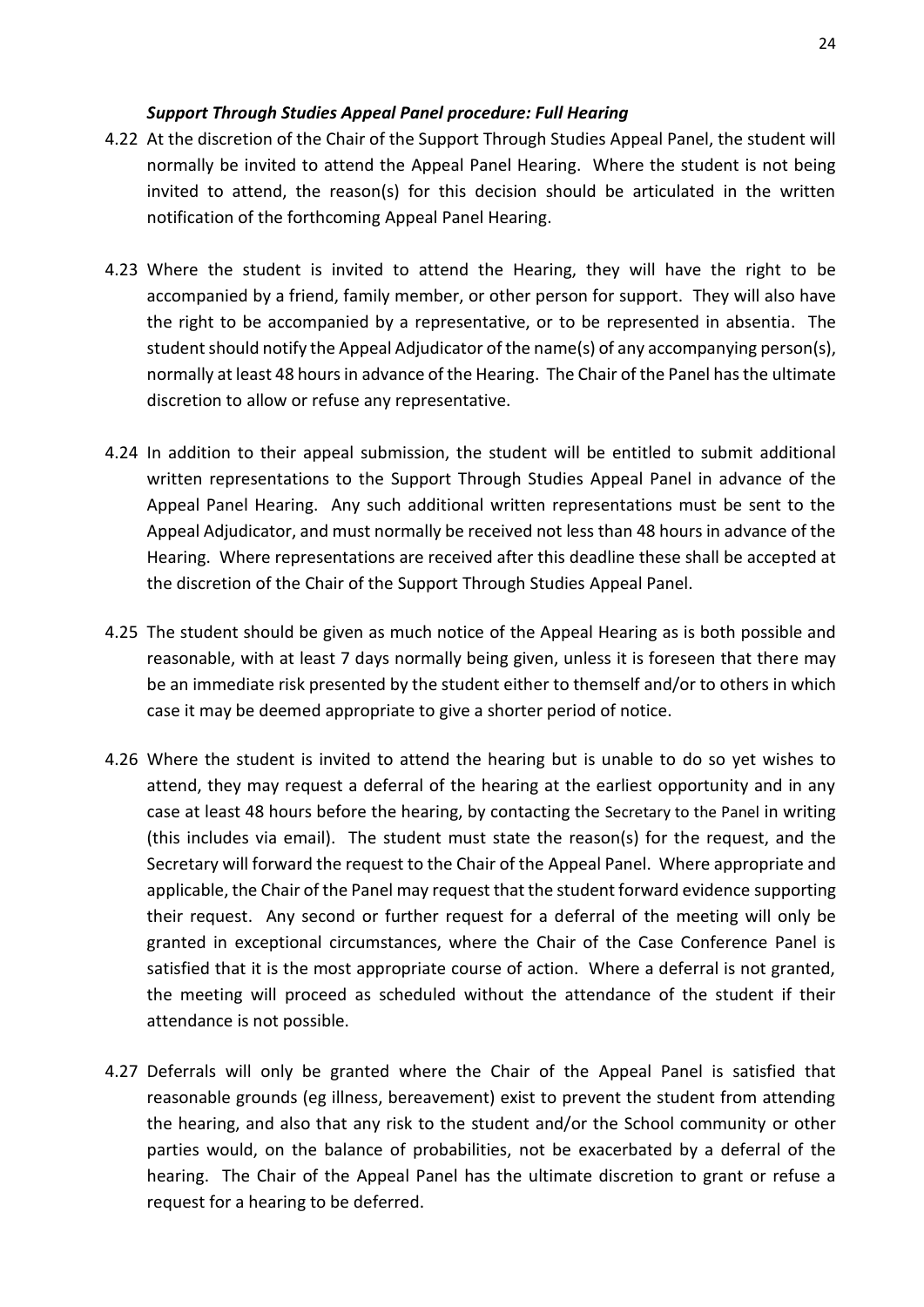### *Support Through Studies Appeal Panel procedure: Full Hearing*

4.22 At the discretion of the Chair of the Support Through Studies Appeal Panel, the student will normally be invited to attend the Appeal Panel Hearing. Where the student is not being invited to attend, the reason(s) for this decision should be articulated in the written notification of the forthcoming Appeal Panel Hearing.

4.23 Where the student is invited to attend the Hearing, they will have the right to be accompanied by a friend, family member, or other person for support. They will also have the right to be accompanied by a representative, or to be represented in absentia. The student should notify the Appeal Adjudicator of the name(s) of any accompanying person(s), normally at least 48 hours in advance of the Hearing. The Chair of the Panel has the ultimate discretion to allow or refuse any representative.

4.24 In addition to their appeal submission, the student will be entitled to submit additional written representations to the Support Through Studies Appeal Panel in advance of the Appeal Panel Hearing. Any such additional written representations must be sent to the Appeal Adjudicator, and must normally be received not less than 48 hours in advance of the Hearing. Where representations are received after this deadline these shall be accepted at the discretion of the Chair of the Support Through Studies Appeal Panel.

4.25 The student should be given as much notice of the Appeal Hearing as is both possible and reasonable, with at least 7 days normally being given, unless it is foreseen that there may be an immediate risk presented by the student either to themself and/or to others in which case it may be deemed appropriate to give a shorter period of notice.

4.26 Where the student is invited to attend the hearing but is unable to do so yet wishes to attend, they may request a deferral of the hearing at the earliest opportunity and in any case at least 48 hours before the hearing, by contacting the Secretary to the Panel in writing (this includes via email). The student must state the reason(s) for the request, and the Secretary will forward the request to the Chair of the Appeal Panel. Where appropriate and applicable, the Chair of the Panel may request that the student forward evidence supporting their request. Any second or further request for a deferral of the meeting will only be granted in exceptional circumstances, where the Chair of the Case Conference Panel is satisfied that it is the most appropriate course of action. Where a deferral is not granted, the meeting will proceed as scheduled without the attendance of the student if their attendance is not possible.

4.27 Deferrals will only be granted where the Chair of the Appeal Panel is satisfied that reasonable grounds (eg illness, bereavement) exist to prevent the student from attending the hearing, and also that any risk to the student and/or the School community or other parties would, on the balance of probabilities, not be exacerbated by a deferral of the hearing. The Chair of the Appeal Panel has the ultimate discretion to grant or refuse a request for a hearing to be deferred.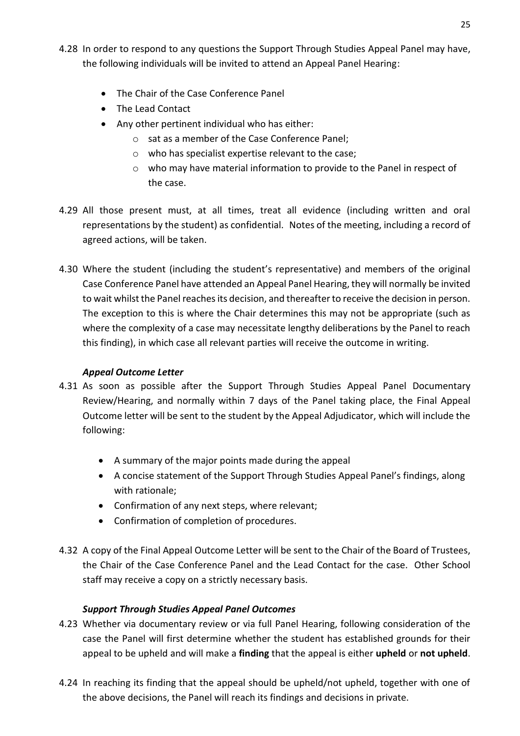4.28 In order to respond to any questions the Support Through Studies Appeal Panel may have, the following individuals will be invited to attend an Appeal Panel Hearing:

- The Chair of the Case Conference Panel
- The Lead Contact
- Any other pertinent individual who has either:
  - sat as a member of the Case Conference Panel;
  - who has specialist expertise relevant to the case;
  - who may have material information to provide to the Panel in respect of the case.

4.29 All those present must, at all times, treat all evidence (including written and oral representations by the student) as confidential. Notes of the meeting, including a record of agreed actions, will be taken.

4.30 Where the student (including the student's representative) and members of the original Case Conference Panel have attended an Appeal Panel Hearing, they will normally be invited to wait whilst the Panel reaches its decision, and thereafter to receive the decision in person. The exception to this is where the Chair determines this may not be appropriate (such as where the complexity of a case may necessitate lengthy deliberations by the Panel to reach this finding), in which case all relevant parties will receive the outcome in writing.

### *Appeal Outcome Letter*

4.31 As soon as possible after the Support Through Studies Appeal Panel Documentary Review/Hearing, and normally within 7 days of the Panel taking place, the Final Appeal Outcome letter will be sent to the student by the Appeal Adjudicator, which will include the following:

- A summary of the major points made during the appeal
- A concise statement of the Support Through Studies Appeal Panel's findings, along with rationale;
- Confirmation of any next steps, where relevant;
- Confirmation of completion of procedures.

4.32 A copy of the Final Appeal Outcome Letter will be sent to the Chair of the Board of Trustees, the Chair of the Case Conference Panel and the Lead Contact for the case. Other School staff may receive a copy on a strictly necessary basis.

### *Support Through Studies Appeal Panel Outcomes*

4.23 Whether via documentary review or via full Panel Hearing, following consideration of the case the Panel will first determine whether the student has established grounds for their appeal to be upheld and will make a **finding** that the appeal is either **upheld** or **not upheld**.

4.24 In reaching its finding that the appeal should be upheld/not upheld, together with one of the above decisions, the Panel will reach its findings and decisions in private.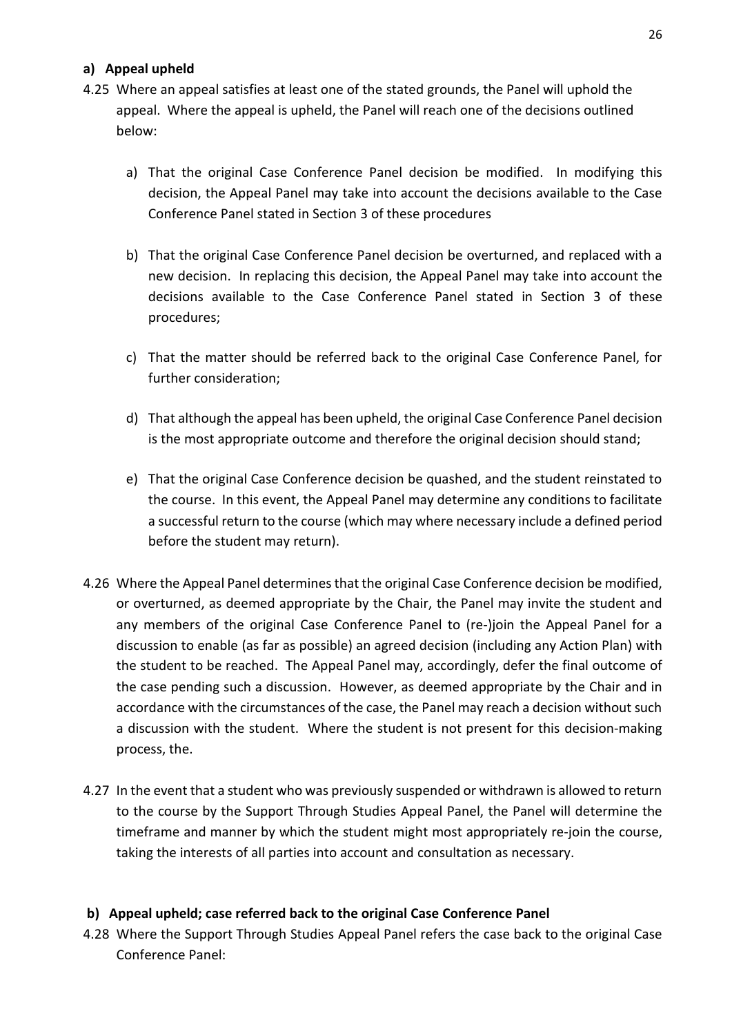### a) Appeal upheld

4.25 Where an appeal satisfies at least one of the stated grounds, the Panel will uphold the appeal. Where the appeal is upheld, the Panel will reach one of the decisions outlined below:

a) That the original Case Conference Panel decision be modified. In modifying this decision, the Appeal Panel may take into account the decisions available to the Case Conference Panel stated in Section 3 of these procedures

b) That the original Case Conference Panel decision be overturned, and replaced with a new decision. In replacing this decision, the Appeal Panel may take into account the decisions available to the Case Conference Panel stated in Section 3 of these procedures;

c) That the matter should be referred back to the original Case Conference Panel, for further consideration;

d) That although the appeal has been upheld, the original Case Conference Panel decision is the most appropriate outcome and therefore the original decision should stand;

e) That the original Case Conference decision be quashed, and the student reinstated to the course. In this event, the Appeal Panel may determine any conditions to facilitate a successful return to the course (which may where necessary include a defined period before the student may return).

4.26 Where the Appeal Panel determines that the original Case Conference decision be modified, or overturned, as deemed appropriate by the Chair, the Panel may invite the student and any members of the original Case Conference Panel to (re-)join the Appeal Panel for a discussion to enable (as far as possible) an agreed decision (including any Action Plan) with the student to be reached. The Appeal Panel may, accordingly, defer the final outcome of the case pending such a discussion. However, as deemed appropriate by the Chair and in accordance with the circumstances of the case, the Panel may reach a decision without such a discussion with the student. Where the student is not present for this decision-making process, the.

4.27 In the event that a student who was previously suspended or withdrawn is allowed to return to the course by the Support Through Studies Appeal Panel, the Panel will determine the timeframe and manner by which the student might most appropriately re-join the course, taking the interests of all parties into account and consultation as necessary.

### b) Appeal upheld; case referred back to the original Case Conference Panel

4.28 Where the Support Through Studies Appeal Panel refers the case back to the original Case Conference Panel: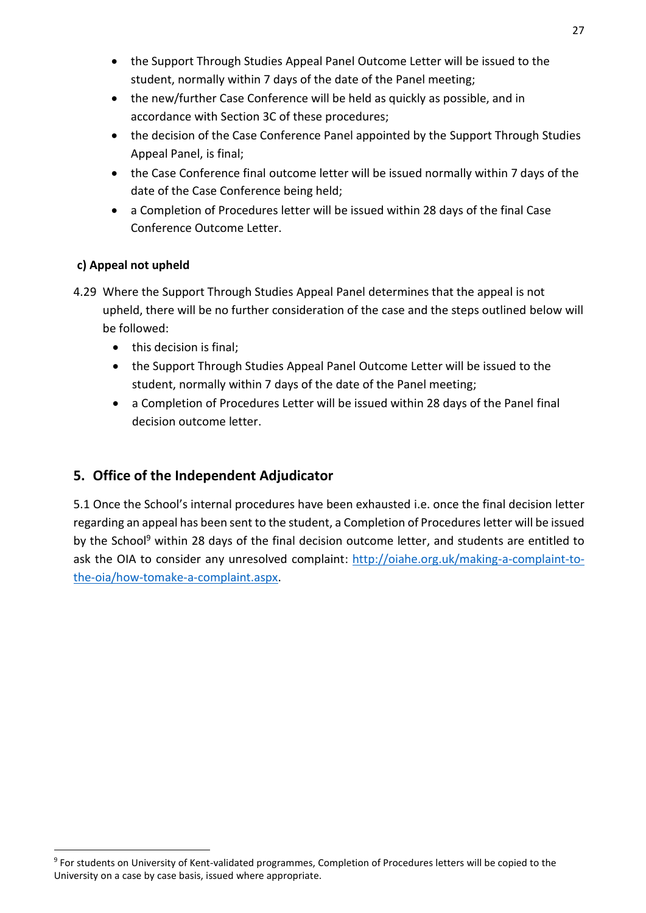- the Support Through Studies Appeal Panel Outcome Letter will be issued to the student, normally within 7 days of the date of the Panel meeting;
- the new/further Case Conference will be held as quickly as possible, and in accordance with Section 3C of these procedures;
- the decision of the Case Conference Panel appointed by the Support Through Studies Appeal Panel, is final;
- the Case Conference final outcome letter will be issued normally within 7 days of the date of the Case Conference being held;
- a Completion of Procedures letter will be issued within 28 days of the final Case Conference Outcome Letter.

**c) Appeal not upheld**

4.29 Where the Support Through Studies Appeal Panel determines that the appeal is not upheld, there will be no further consideration of the case and the steps outlined below will be followed:

- this decision is final;
- the Support Through Studies Appeal Panel Outcome Letter will be issued to the student, normally within 7 days of the date of the Panel meeting;
- a Completion of Procedures Letter will be issued within 28 days of the Panel final decision outcome letter.

## 5. Office of the Independent Adjudicator

5.1 Once the School's internal procedures have been exhausted i.e. once the final decision letter regarding an appeal has been sent to the student, a Completion of Procedures letter will be issued by the School[9] within 28 days of the final decision outcome letter, and students are entitled to ask the OIA to consider any unresolved complaint: http://oiahe.org.uk/making-a-complaint-to-the-oia/how-tomake-a-complaint.aspx.

[9] For students on University of Kent-validated programmes, Completion of Procedures letters will be copied to the University on a case by case basis, issued where appropriate.